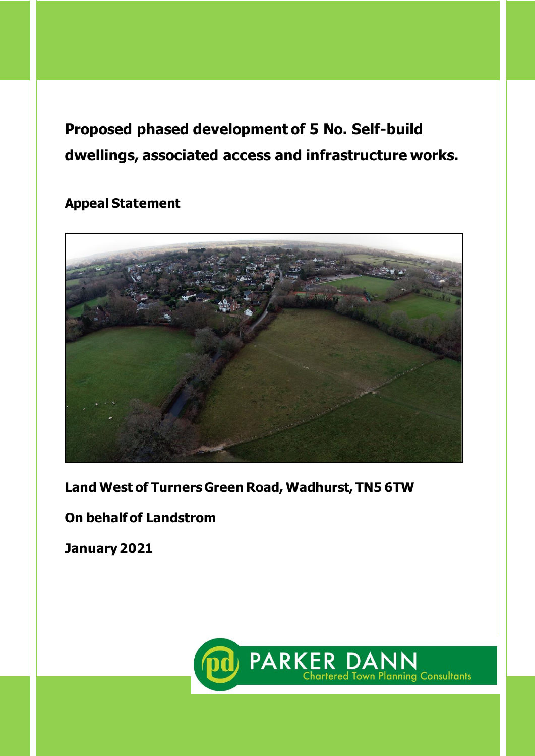# Proposed phased development of 5 No. Self-build dwellings, associated access and infrastructure works.

## Appeal Statement

**Land West of Turners Green Road, Wadhurst, TN5 6TW**

**On behalf of Landstrom**

**January 2021**

PARKER DANN
Chartered Town Planning Consultants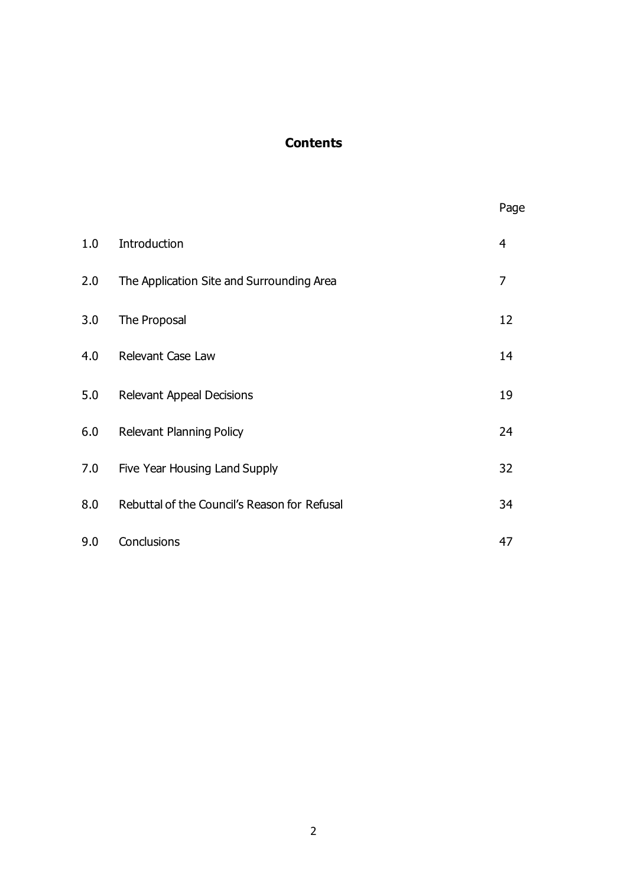# Contents

| | | Page |
|---|---|---|
| 1.0 | Introduction | 4 |
| 2.0 | The Application Site and Surrounding Area | 7 |
| 3.0 | The Proposal | 12 |
| 4.0 | Relevant Case Law | 14 |
| 5.0 | Relevant Appeal Decisions | 19 |
| 6.0 | Relevant Planning Policy | 24 |
| 7.0 | Five Year Housing Land Supply | 32 |
| 8.0 | Rebuttal of the Council's Reason for Refusal | 34 |
| 9.0 | Conclusions | 47 |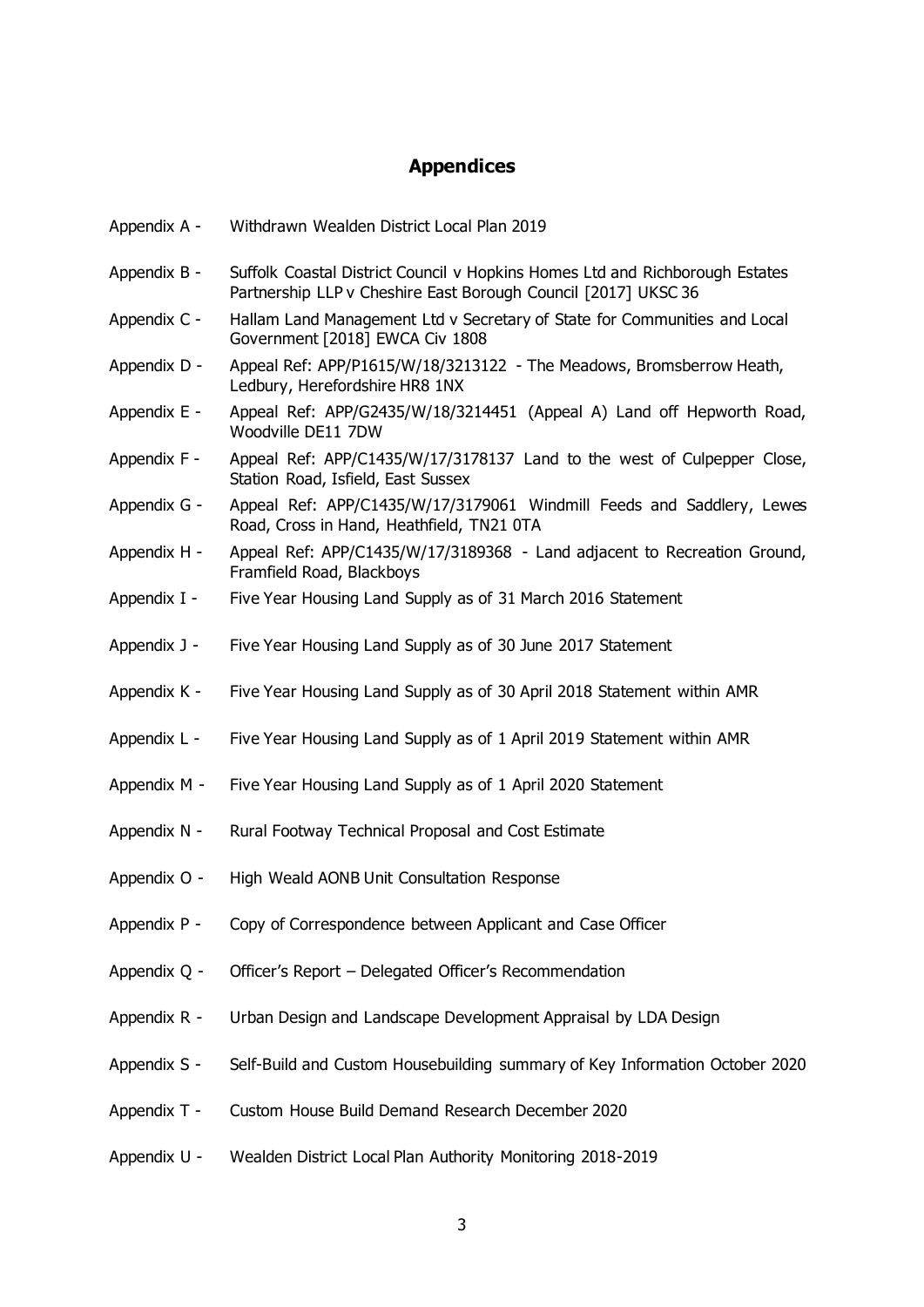## Appendices

| | |
|---|---|
| Appendix A - | Withdrawn Wealden District Local Plan 2019 |
| Appendix B - | Suffolk Coastal District Council v Hopkins Homes Ltd and Richborough Estates Partnership LLP v Cheshire East Borough Council [2017] UKSC 36 |
| Appendix C - | Hallam Land Management Ltd v Secretary of State for Communities and Local Government [2018] EWCA Civ 1808 |
| Appendix D - | Appeal Ref: APP/P1615/W/18/3213122 - The Meadows, Bromsberrow Heath, Ledbury, Herefordshire HR8 1NX |
| Appendix E - | Appeal Ref: APP/G2435/W/18/3214451 (Appeal A) Land off Hepworth Road, Woodville DE11 7DW |
| Appendix F - | Appeal Ref: APP/C1435/W/17/3178137 Land to the west of Culpepper Close, Station Road, Isfield, East Sussex |
| Appendix G - | Appeal Ref: APP/C1435/W/17/3179061 Windmill Feeds and Saddlery, Lewes Road, Cross in Hand, Heathfield, TN21 0TA |
| Appendix H - | Appeal Ref: APP/C1435/W/17/3189368 - Land adjacent to Recreation Ground, Framfield Road, Blackboys |
| Appendix I - | Five Year Housing Land Supply as of 31 March 2016 Statement |
| Appendix J - | Five Year Housing Land Supply as of 30 June 2017 Statement |
| Appendix K - | Five Year Housing Land Supply as of 30 April 2018 Statement within AMR |
| Appendix L - | Five Year Housing Land Supply as of 1 April 2019 Statement within AMR |
| Appendix M - | Five Year Housing Land Supply as of 1 April 2020 Statement |
| Appendix N - | Rural Footway Technical Proposal and Cost Estimate |
| Appendix O - | High Weald AONB Unit Consultation Response |
| Appendix P - | Copy of Correspondence between Applicant and Case Officer |
| Appendix Q - | Officer's Report – Delegated Officer's Recommendation |
| Appendix R - | Urban Design and Landscape Development Appraisal by LDA Design |
| Appendix S - | Self-Build and Custom Housebuilding summary of Key Information October 2020 |
| Appendix T - | Custom House Build Demand Research December 2020 |
| Appendix U - | Wealden District Local Plan Authority Monitoring 2018-2019 |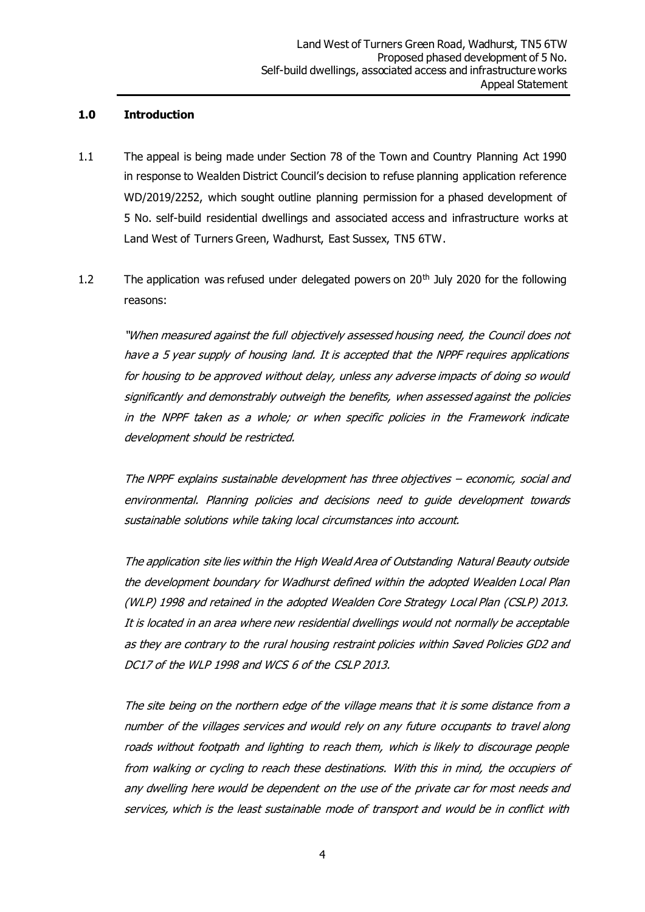## 1.0 Introduction

1.1 The appeal is being made under Section 78 of the Town and Country Planning Act 1990 in response to Wealden District Council's decision to refuse planning application reference WD/2019/2252, which sought outline planning permission for a phased development of 5 No. self-build residential dwellings and associated access and infrastructure works at Land West of Turners Green, Wadhurst, East Sussex, TN5 6TW.

1.2 The application was refused under delegated powers on 20th July 2020 for the following reasons:

*"When measured against the full objectively assessed housing need, the Council does not have a 5 year supply of housing land. It is accepted that the NPPF requires applications for housing to be approved without delay, unless any adverse impacts of doing so would significantly and demonstrably outweigh the benefits, when assessed against the policies in the NPPF taken as a whole; or when specific policies in the Framework indicate development should be restricted.*

*The NPPF explains sustainable development has three objectives – economic, social and environmental. Planning policies and decisions need to guide development towards sustainable solutions while taking local circumstances into account.*

*The application site lies within the High Weald Area of Outstanding Natural Beauty outside the development boundary for Wadhurst defined within the adopted Wealden Local Plan (WLP) 1998 and retained in the adopted Wealden Core Strategy Local Plan (CSLP) 2013. It is located in an area where new residential dwellings would not normally be acceptable as they are contrary to the rural housing restraint policies within Saved Policies GD2 and DC17 of the WLP 1998 and WCS 6 of the CSLP 2013.*

*The site being on the northern edge of the village means that it is some distance from a number of the villages services and would rely on any future occupants to travel along roads without footpath and lighting to reach them, which is likely to discourage people from walking or cycling to reach these destinations. With this in mind, the occupiers of any dwelling here would be dependent on the use of the private car for most needs and services, which is the least sustainable mode of transport and would be in conflict with*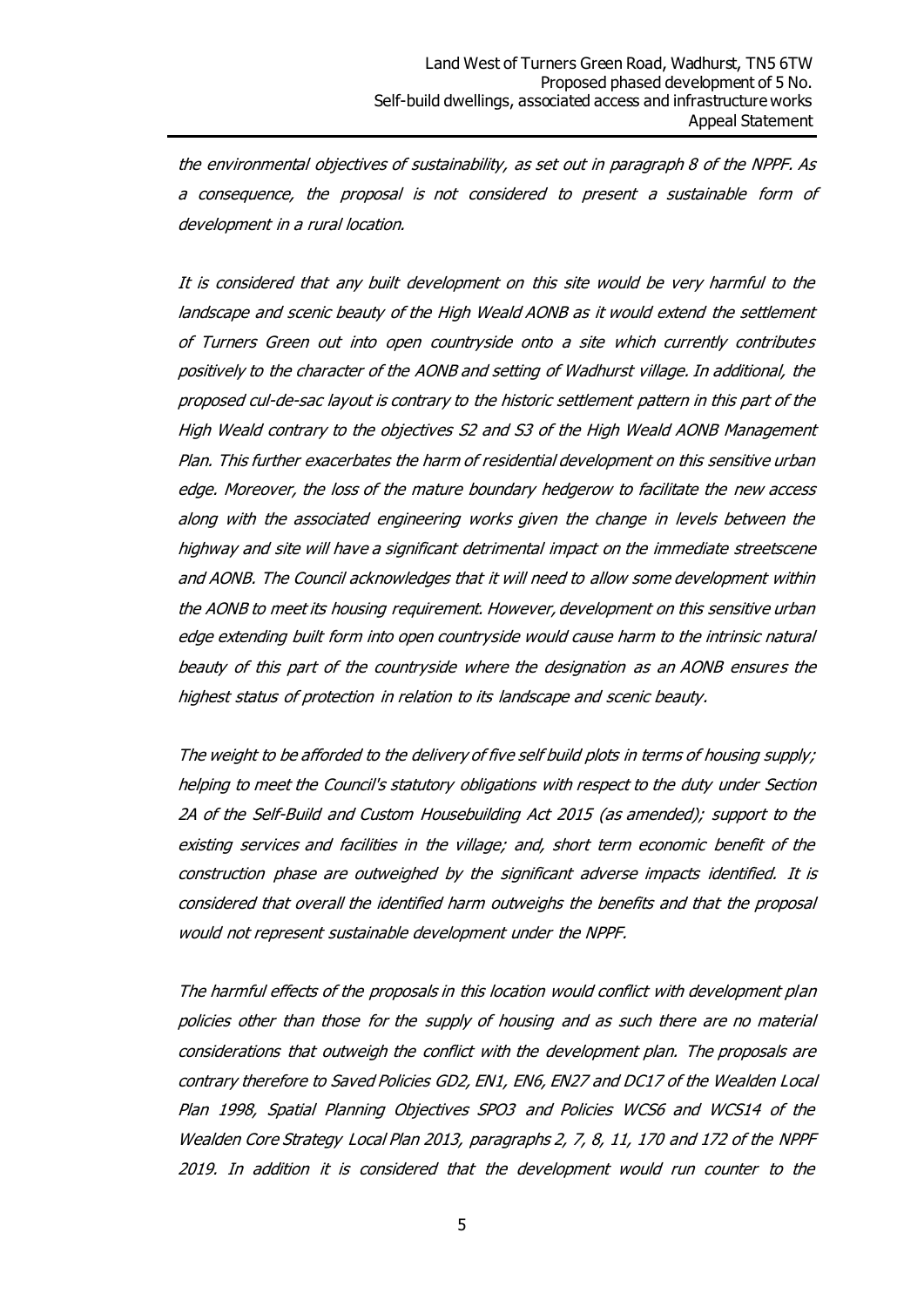*the environmental objectives of sustainability, as set out in paragraph 8 of the NPPF. As a consequence, the proposal is not considered to present a sustainable form of development in a rural location.*

*It is considered that any built development on this site would be very harmful to the landscape and scenic beauty of the High Weald AONB as it would extend the settlement of Turners Green out into open countryside onto a site which currently contributes positively to the character of the AONB and setting of Wadhurst village. In additional, the proposed cul-de-sac layout is contrary to the historic settlement pattern in this part of the High Weald contrary to the objectives S2 and S3 of the High Weald AONB Management Plan. This further exacerbates the harm of residential development on this sensitive urban edge. Moreover, the loss of the mature boundary hedgerow to facilitate the new access along with the associated engineering works given the change in levels between the highway and site will have a significant detrimental impact on the immediate streetscene and AONB. The Council acknowledges that it will need to allow some development within the AONB to meet its housing requirement. However, development on this sensitive urban edge extending built form into open countryside would cause harm to the intrinsic natural beauty of this part of the countryside where the designation as an AONB ensures the highest status of protection in relation to its landscape and scenic beauty.*

*The weight to be afforded to the delivery of five self build plots in terms of housing supply; helping to meet the Council's statutory obligations with respect to the duty under Section 2A of the Self-Build and Custom Housebuilding Act 2015 (as amended); support to the existing services and facilities in the village; and, short term economic benefit of the construction phase are outweighed by the significant adverse impacts identified. It is considered that overall the identified harm outweighs the benefits and that the proposal would not represent sustainable development under the NPPF.*

*The harmful effects of the proposals in this location would conflict with development plan policies other than those for the supply of housing and as such there are no material considerations that outweigh the conflict with the development plan. The proposals are contrary therefore to Saved Policies GD2, EN1, EN6, EN27 and DC17 of the Wealden Local Plan 1998, Spatial Planning Objectives SPO3 and Policies WCS6 and WCS14 of the Wealden Core Strategy Local Plan 2013, paragraphs 2, 7, 8, 11, 170 and 172 of the NPPF 2019. In addition it is considered that the development would run counter to the*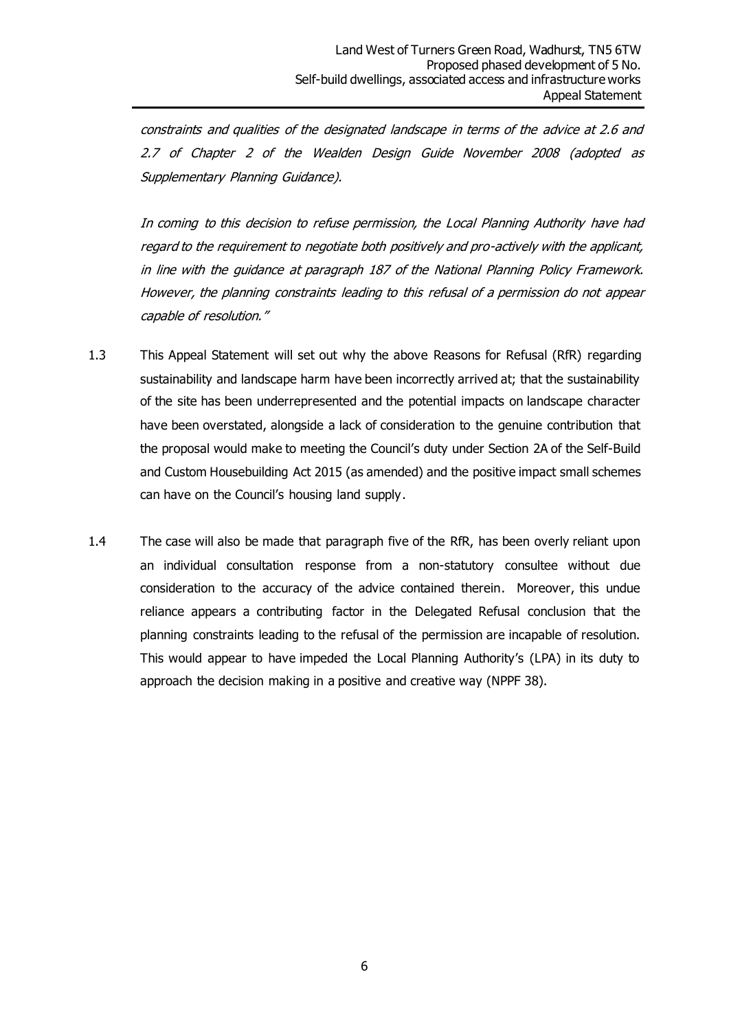*constraints and qualities of the designated landscape in terms of the advice at 2.6 and 2.7 of Chapter 2 of the Wealden Design Guide November 2008 (adopted as Supplementary Planning Guidance).*

*In coming to this decision to refuse permission, the Local Planning Authority have had regard to the requirement to negotiate both positively and pro-actively with the applicant, in line with the guidance at paragraph 187 of the National Planning Policy Framework. However, the planning constraints leading to this refusal of a permission do not appear capable of resolution."*

1.3 This Appeal Statement will set out why the above Reasons for Refusal (RfR) regarding sustainability and landscape harm have been incorrectly arrived at; that the sustainability of the site has been underrepresented and the potential impacts on landscape character have been overstated, alongside a lack of consideration to the genuine contribution that the proposal would make to meeting the Council's duty under Section 2A of the Self-Build and Custom Housebuilding Act 2015 (as amended) and the positive impact small schemes can have on the Council's housing land supply.

1.4 The case will also be made that paragraph five of the RfR, has been overly reliant upon an individual consultation response from a non-statutory consultee without due consideration to the accuracy of the advice contained therein. Moreover, this undue reliance appears a contributing factor in the Delegated Refusal conclusion that the planning constraints leading to the refusal of the permission are incapable of resolution. This would appear to have impeded the Local Planning Authority's (LPA) in its duty to approach the decision making in a positive and creative way (NPPF 38).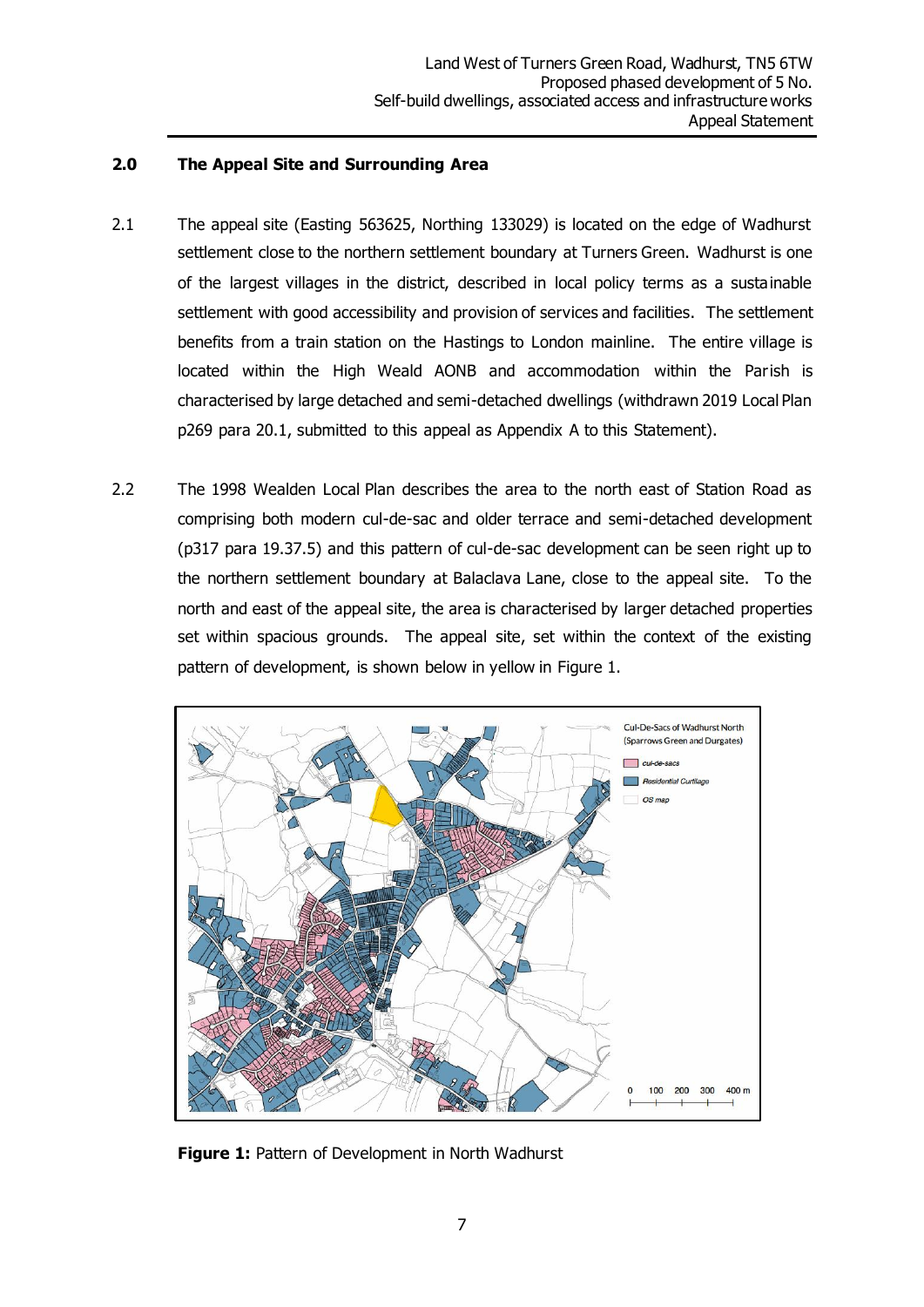## 2.0 The Appeal Site and Surrounding Area

2.1 The appeal site (Easting 563625, Northing 133029) is located on the edge of Wadhurst settlement close to the northern settlement boundary at Turners Green. Wadhurst is one of the largest villages in the district, described in local policy terms as a sustainable settlement with good accessibility and provision of services and facilities. The settlement benefits from a train station on the Hastings to London mainline. The entire village is located within the High Weald AONB and accommodation within the Parish is characterised by large detached and semi-detached dwellings (withdrawn 2019 Local Plan p269 para 20.1, submitted to this appeal as Appendix A to this Statement).

2.2 The 1998 Wealden Local Plan describes the area to the north east of Station Road as comprising both modern cul-de-sac and older terrace and semi-detached development (p317 para 19.37.5) and this pattern of cul-de-sac development can be seen right up to the northern settlement boundary at Balaclava Lane, close to the appeal site. To the north and east of the appeal site, the area is characterised by larger detached properties set within spacious grounds. The appeal site, set within the context of the existing pattern of development, is shown below in yellow in Figure 1.

Cul-De-Sacs of Wadhurst North (Sparrows Green and Durgates)

- cul-de-sacs
- Residential Curtilage
- OS map

0 100 200 300 400 m

**Figure 1:** Pattern of Development in North Wadhurst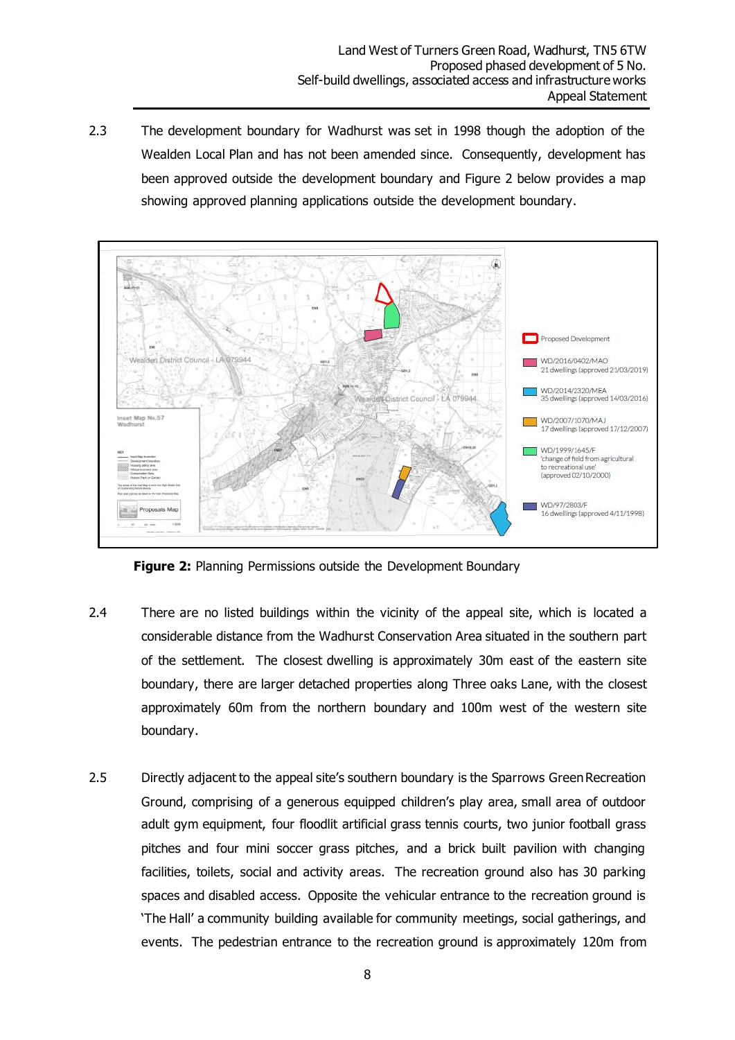2.3 The development boundary for Wadhurst was set in 1998 though the adoption of the Wealden Local Plan and has not been amended since. Consequently, development has been approved outside the development boundary and Figure 2 below provides a map showing approved planning applications outside the development boundary.

**Figure 2:** Planning Permissions outside the Development Boundary

2.4 There are no listed buildings within the vicinity of the appeal site, which is located a considerable distance from the Wadhurst Conservation Area situated in the southern part of the settlement. The closest dwelling is approximately 30m east of the eastern site boundary, there are larger detached properties along Three oaks Lane, with the closest approximately 60m from the northern boundary and 100m west of the western site boundary.

2.5 Directly adjacent to the appeal site's southern boundary is the Sparrows Green Recreation Ground, comprising of a generous equipped children's play area, small area of outdoor adult gym equipment, four floodlit artificial grass tennis courts, two junior football grass pitches and four mini soccer grass pitches, and a brick built pavilion with changing facilities, toilets, social and activity areas. The recreation ground also has 30 parking spaces and disabled access. Opposite the vehicular entrance to the recreation ground is 'The Hall' a community building available for community meetings, social gatherings, and events. The pedestrian entrance to the recreation ground is approximately 120m from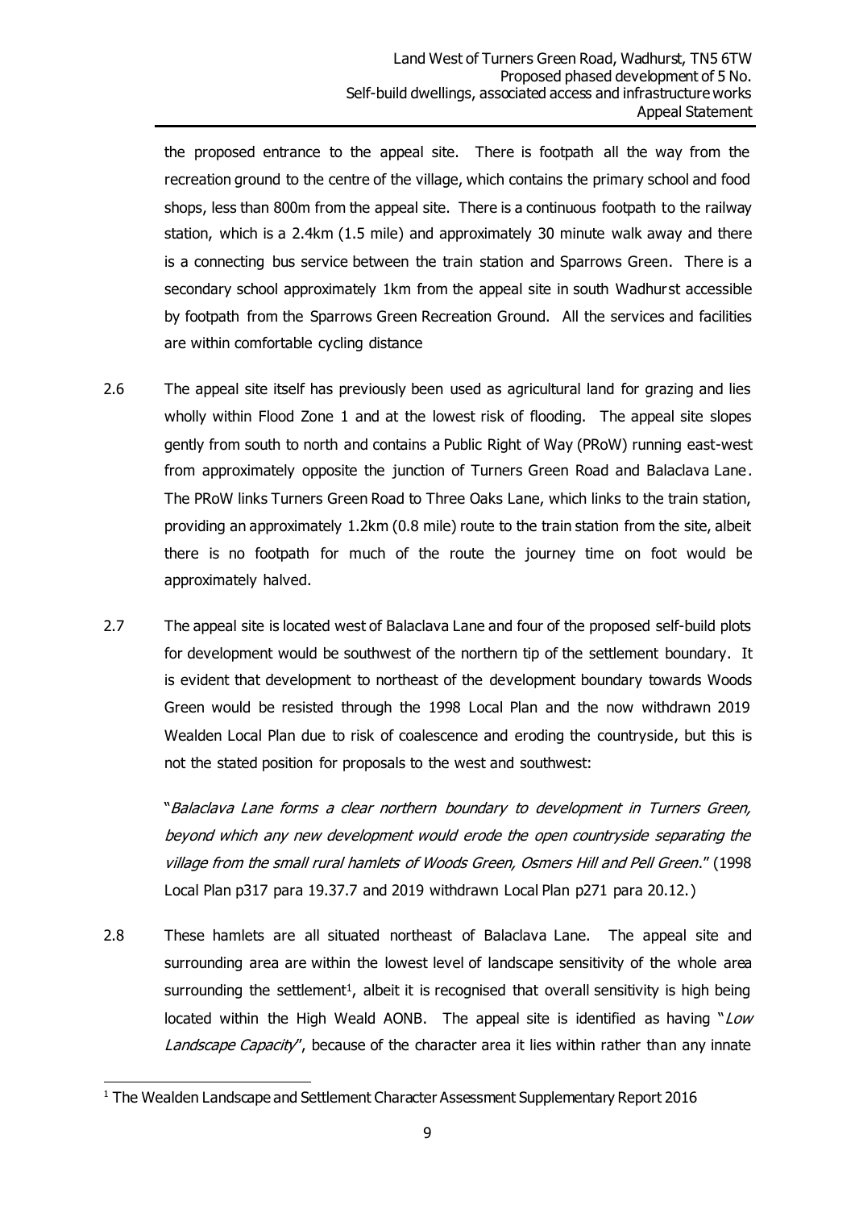the proposed entrance to the appeal site. There is footpath all the way from the recreation ground to the centre of the village, which contains the primary school and food shops, less than 800m from the appeal site. There is a continuous footpath to the railway station, which is a 2.4km (1.5 mile) and approximately 30 minute walk away and there is a connecting bus service between the train station and Sparrows Green. There is a secondary school approximately 1km from the appeal site in south Wadhurst accessible by footpath from the Sparrows Green Recreation Ground. All the services and facilities are within comfortable cycling distance

2.6 The appeal site itself has previously been used as agricultural land for grazing and lies wholly within Flood Zone 1 and at the lowest risk of flooding. The appeal site slopes gently from south to north and contains a Public Right of Way (PRoW) running east-west from approximately opposite the junction of Turners Green Road and Balaclava Lane. The PRoW links Turners Green Road to Three Oaks Lane, which links to the train station, providing an approximately 1.2km (0.8 mile) route to the train station from the site, albeit there is no footpath for much of the route the journey time on foot would be approximately halved.

2.7 The appeal site is located west of Balaclava Lane and four of the proposed self-build plots for development would be southwest of the northern tip of the settlement boundary. It is evident that development to northeast of the development boundary towards Woods Green would be resisted through the 1998 Local Plan and the now withdrawn 2019 Wealden Local Plan due to risk of coalescence and eroding the countryside, but this is not the stated position for proposals to the west and southwest:

"*Balaclava Lane forms a clear northern boundary to development in Turners Green, beyond which any new development would erode the open countryside separating the village from the small rural hamlets of Woods Green, Osmers Hill and Pell Green*." (1998 Local Plan p317 para 19.37.7 and 2019 withdrawn Local Plan p271 para 20.12.)

2.8 These hamlets are all situated northeast of Balaclava Lane. The appeal site and surrounding area are within the lowest level of landscape sensitivity of the whole area surrounding the settlement[1], albeit it is recognised that overall sensitivity is high being located within the High Weald AONB. The appeal site is identified as having "*Low Landscape Capacity*", because of the character area it lies within rather than any innate

[1] The Wealden Landscape and Settlement Character Assessment Supplementary Report 2016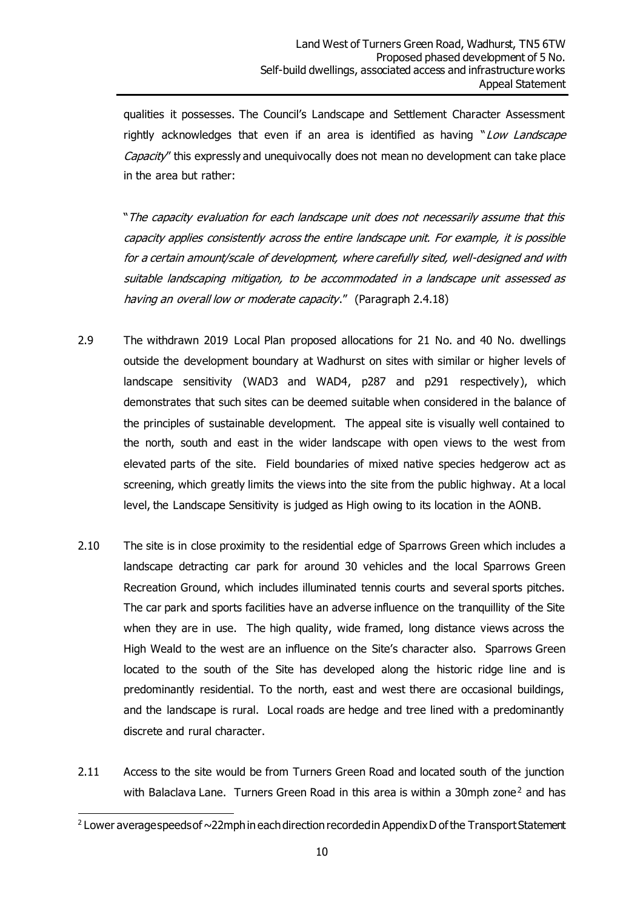qualities it possesses. The Council's Landscape and Settlement Character Assessment rightly acknowledges that even if an area is identified as having "*Low Landscape Capacity*" this expressly and unequivocally does not mean no development can take place in the area but rather:

"*The capacity evaluation for each landscape unit does not necessarily assume that this capacity applies consistently across the entire landscape unit. For example, it is possible for a certain amount/scale of development, where carefully sited, well-designed and with suitable landscaping mitigation, to be accommodated in a landscape unit assessed as having an overall low or moderate capacity*." (Paragraph 2.4.18)

2.9 The withdrawn 2019 Local Plan proposed allocations for 21 No. and 40 No. dwellings outside the development boundary at Wadhurst on sites with similar or higher levels of landscape sensitivity (WAD3 and WAD4, p287 and p291 respectively), which demonstrates that such sites can be deemed suitable when considered in the balance of the principles of sustainable development. The appeal site is visually well contained to the north, south and east in the wider landscape with open views to the west from elevated parts of the site. Field boundaries of mixed native species hedgerow act as screening, which greatly limits the views into the site from the public highway. At a local level, the Landscape Sensitivity is judged as High owing to its location in the AONB.

2.10 The site is in close proximity to the residential edge of Sparrows Green which includes a landscape detracting car park for around 30 vehicles and the local Sparrows Green Recreation Ground, which includes illuminated tennis courts and several sports pitches. The car park and sports facilities have an adverse influence on the tranquillity of the Site when they are in use. The high quality, wide framed, long distance views across the High Weald to the west are an influence on the Site's character also. Sparrows Green located to the south of the Site has developed along the historic ridge line and is predominantly residential. To the north, east and west there are occasional buildings, and the landscape is rural. Local roads are hedge and tree lined with a predominantly discrete and rural character.

2.11 Access to the site would be from Turners Green Road and located south of the junction with Balaclava Lane. Turners Green Road in this area is within a 30mph zone[2] and has

[2] Lower average speeds of ~22mph in each direction recorded in Appendix D of the Transport Statement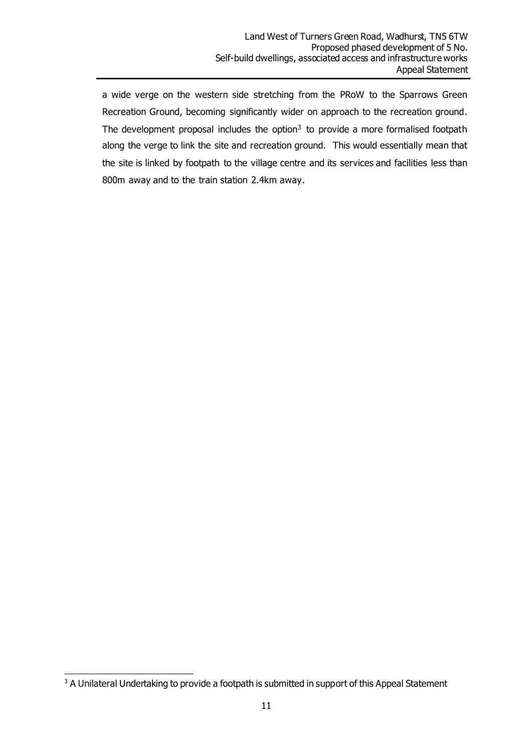a wide verge on the western side stretching from the PRoW to the Sparrows Green Recreation Ground, becoming significantly wider on approach to the recreation ground. The development proposal includes the option[3] to provide a more formalised footpath along the verge to link the site and recreation ground. This would essentially mean that the site is linked by footpath to the village centre and its services and facilities less than 800m away and to the train station 2.4km away.

[3] A Unilateral Undertaking to provide a footpath is submitted in support of this Appeal Statement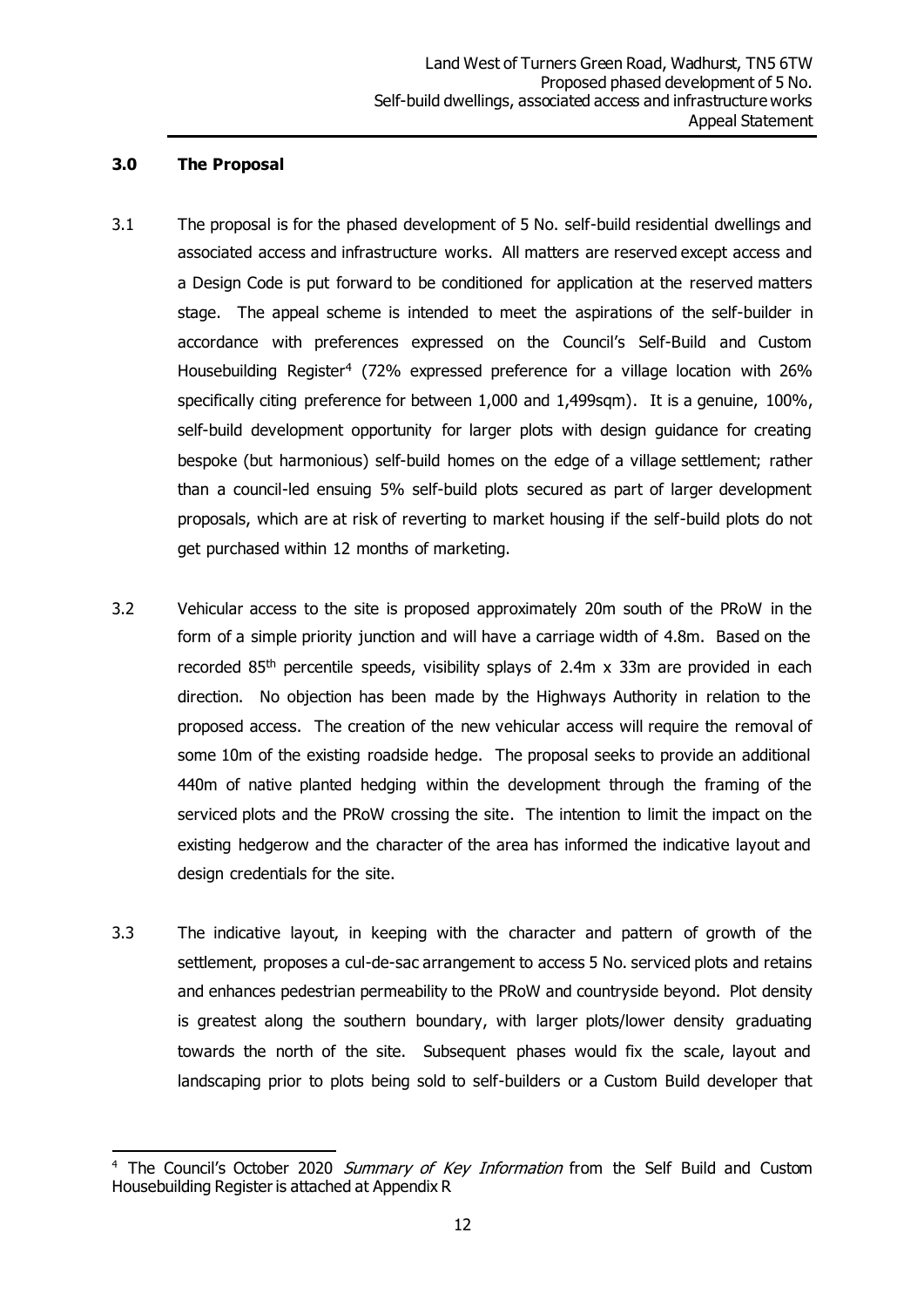### 3.0 The Proposal

3.1 The proposal is for the phased development of 5 No. self-build residential dwellings and associated access and infrastructure works. All matters are reserved except access and a Design Code is put forward to be conditioned for application at the reserved matters stage. The appeal scheme is intended to meet the aspirations of the self-builder in accordance with preferences expressed on the Council's Self-Build and Custom Housebuilding Register[4] (72% expressed preference for a village location with 26% specifically citing preference for between 1,000 and 1,499sqm). It is a genuine, 100%, self-build development opportunity for larger plots with design guidance for creating bespoke (but harmonious) self-build homes on the edge of a village settlement; rather than a council-led ensuing 5% self-build plots secured as part of larger development proposals, which are at risk of reverting to market housing if the self-build plots do not get purchased within 12 months of marketing.

3.2 Vehicular access to the site is proposed approximately 20m south of the PRoW in the form of a simple priority junction and will have a carriage width of 4.8m. Based on the recorded 85th percentile speeds, visibility splays of 2.4m x 33m are provided in each direction. No objection has been made by the Highways Authority in relation to the proposed access. The creation of the new vehicular access will require the removal of some 10m of the existing roadside hedge. The proposal seeks to provide an additional 440m of native planted hedging within the development through the framing of the serviced plots and the PRoW crossing the site. The intention to limit the impact on the existing hedgerow and the character of the area has informed the indicative layout and design credentials for the site.

3.3 The indicative layout, in keeping with the character and pattern of growth of the settlement, proposes a cul-de-sac arrangement to access 5 No. serviced plots and retains and enhances pedestrian permeability to the PRoW and countryside beyond. Plot density is greatest along the southern boundary, with larger plots/lower density graduating towards the north of the site. Subsequent phases would fix the scale, layout and landscaping prior to plots being sold to self-builders or a Custom Build developer that

---

[4] The Council's October 2020 *Summary of Key Information* from the Self Build and Custom Housebuilding Register is attached at Appendix R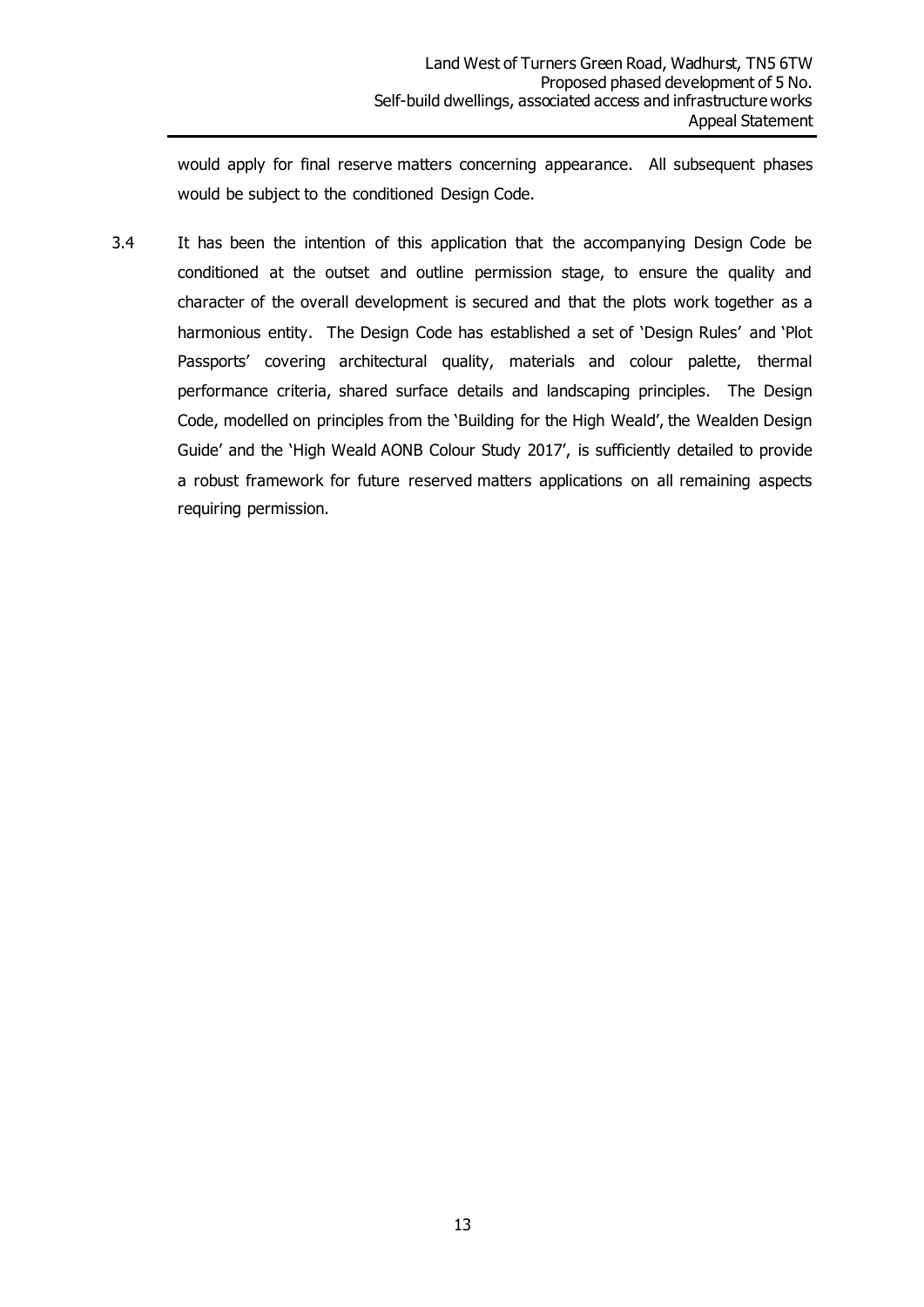would apply for final reserve matters concerning appearance. All subsequent phases would be subject to the conditioned Design Code.

3.4 It has been the intention of this application that the accompanying Design Code be conditioned at the outset and outline permission stage, to ensure the quality and character of the overall development is secured and that the plots work together as a harmonious entity. The Design Code has established a set of 'Design Rules' and 'Plot Passports' covering architectural quality, materials and colour palette, thermal performance criteria, shared surface details and landscaping principles. The Design Code, modelled on principles from the 'Building for the High Weald', the Wealden Design Guide' and the 'High Weald AONB Colour Study 2017', is sufficiently detailed to provide a robust framework for future reserved matters applications on all remaining aspects requiring permission.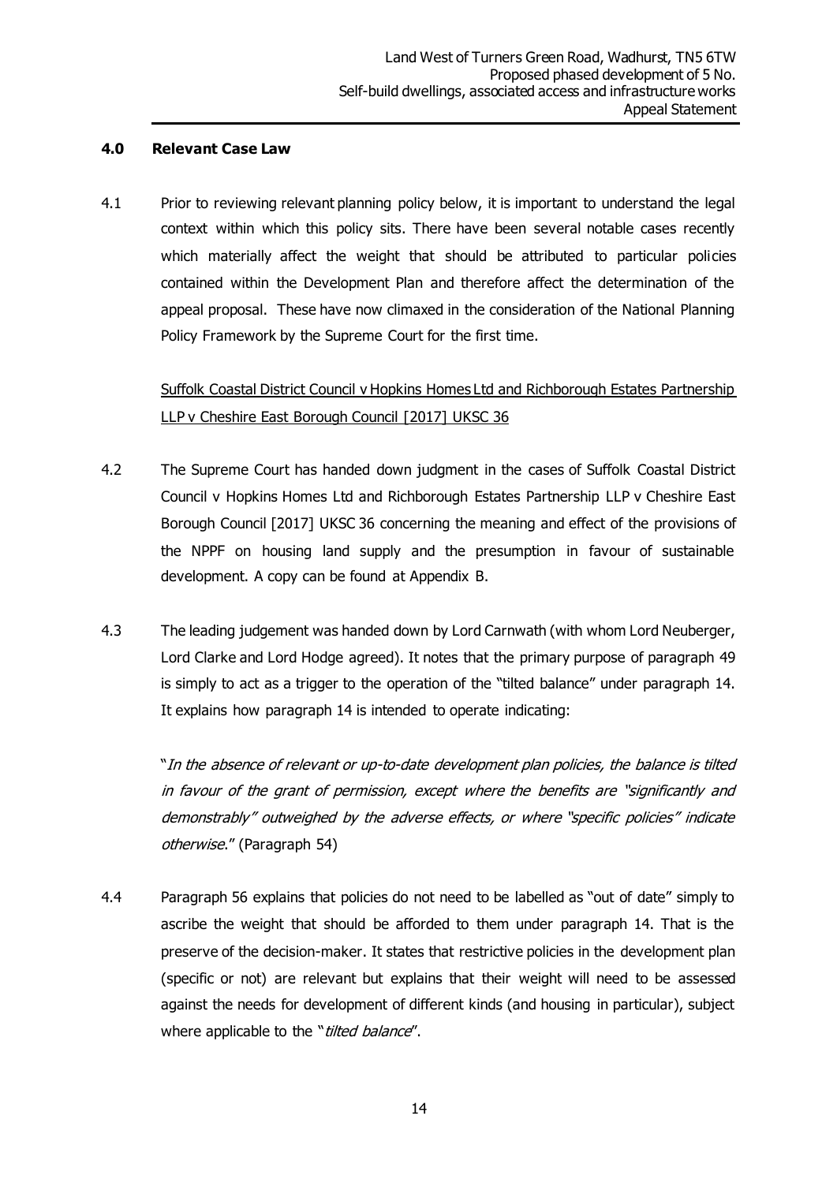## 4.0 Relevant Case Law

4.1 Prior to reviewing relevant planning policy below, it is important to understand the legal context within which this policy sits. There have been several notable cases recently which materially affect the weight that should be attributed to particular policies contained within the Development Plan and therefore affect the determination of the appeal proposal. These have now climaxed in the consideration of the National Planning Policy Framework by the Supreme Court for the first time.

Suffolk Coastal District Council v Hopkins Homes Ltd and Richborough Estates Partnership LLP v Cheshire East Borough Council [2017] UKSC 36

4.2 The Supreme Court has handed down judgment in the cases of Suffolk Coastal District Council v Hopkins Homes Ltd and Richborough Estates Partnership LLP v Cheshire East Borough Council [2017] UKSC 36 concerning the meaning and effect of the provisions of the NPPF on housing land supply and the presumption in favour of sustainable development. A copy can be found at Appendix B.

4.3 The leading judgement was handed down by Lord Carnwath (with whom Lord Neuberger, Lord Clarke and Lord Hodge agreed). It notes that the primary purpose of paragraph 49 is simply to act as a trigger to the operation of the "tilted balance" under paragraph 14. It explains how paragraph 14 is intended to operate indicating:

"*In the absence of relevant or up-to-date development plan policies, the balance is tilted in favour of the grant of permission, except where the benefits are "significantly and demonstrably" outweighed by the adverse effects, or where "specific policies" indicate otherwise*." (Paragraph 54)

4.4 Paragraph 56 explains that policies do not need to be labelled as "out of date" simply to ascribe the weight that should be afforded to them under paragraph 14. That is the preserve of the decision-maker. It states that restrictive policies in the development plan (specific or not) are relevant but explains that their weight will need to be assessed against the needs for development of different kinds (and housing in particular), subject where applicable to the "*tilted balance*".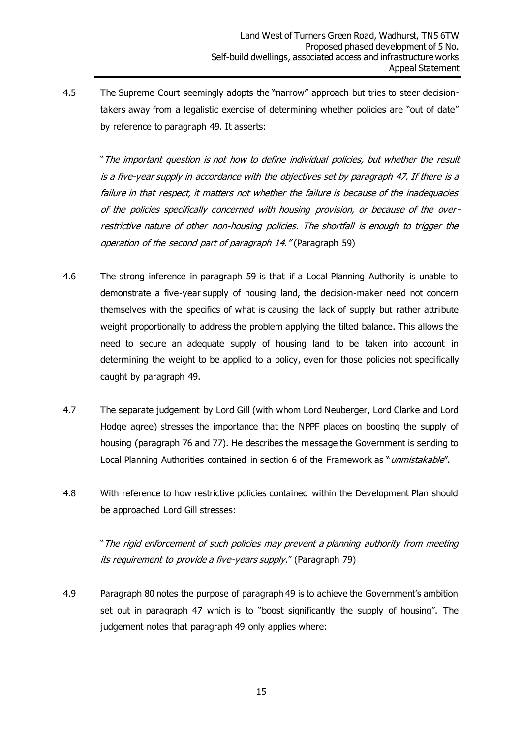4.5 The Supreme Court seemingly adopts the "narrow" approach but tries to steer decision-takers away from a legalistic exercise of determining whether policies are "out of date" by reference to paragraph 49. It asserts:

> "*The important question is not how to define individual policies, but whether the result is a five-year supply in accordance with the objectives set by paragraph 47. If there is a failure in that respect, it matters not whether the failure is because of the inadequacies of the policies specifically concerned with housing provision, or because of the over-restrictive nature of other non-housing policies. The shortfall is enough to trigger the operation of the second part of paragraph 14."* (Paragraph 59)

4.6 The strong inference in paragraph 59 is that if a Local Planning Authority is unable to demonstrate a five-year supply of housing land, the decision-maker need not concern themselves with the specifics of what is causing the lack of supply but rather attribute weight proportionally to address the problem applying the tilted balance. This allows the need to secure an adequate supply of housing land to be taken into account in determining the weight to be applied to a policy, even for those policies not specifically caught by paragraph 49.

4.7 The separate judgement by Lord Gill (with whom Lord Neuberger, Lord Clarke and Lord Hodge agree) stresses the importance that the NPPF places on boosting the supply of housing (paragraph 76 and 77). He describes the message the Government is sending to Local Planning Authorities contained in section 6 of the Framework as "*unmistakable*".

4.8 With reference to how restrictive policies contained within the Development Plan should be approached Lord Gill stresses:

> "*The rigid enforcement of such policies may prevent a planning authority from meeting its requirement to provide a five-years supply*." (Paragraph 79)

4.9 Paragraph 80 notes the purpose of paragraph 49 is to achieve the Government's ambition set out in paragraph 47 which is to "boost significantly the supply of housing". The judgement notes that paragraph 49 only applies where: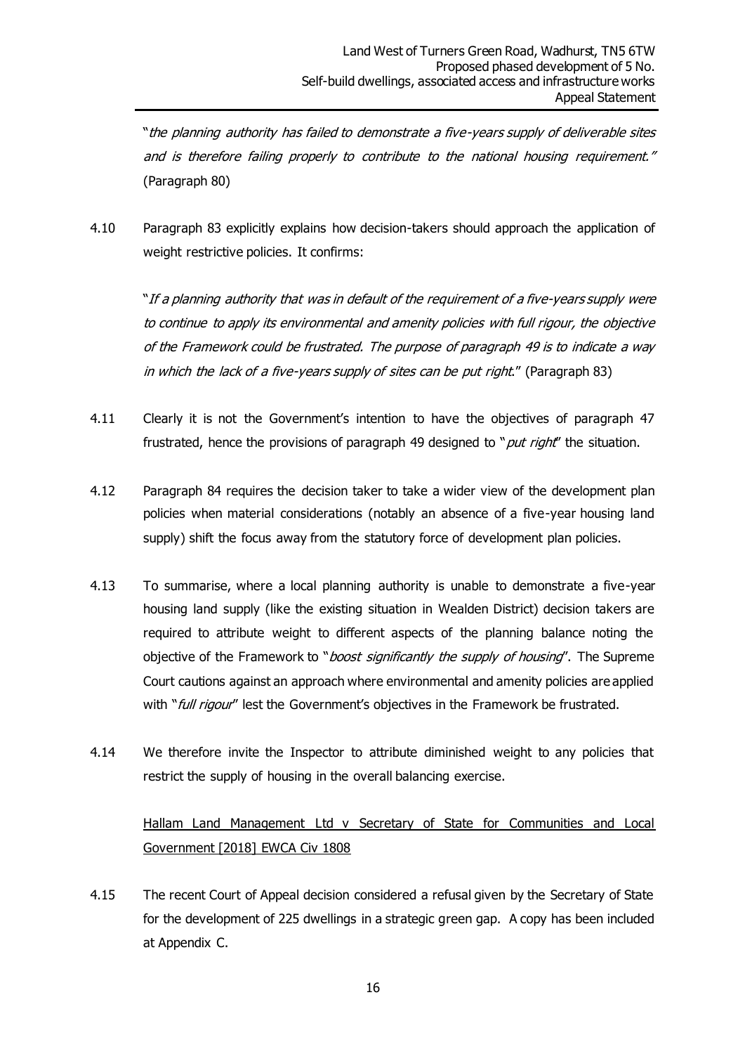"*the planning authority has failed to demonstrate a five-years supply of deliverable sites and is therefore failing properly to contribute to the national housing requirement.*" (Paragraph 80)

4.10 Paragraph 83 explicitly explains how decision-takers should approach the application of weight restrictive policies. It confirms:

"*If a planning authority that was in default of the requirement of a five-years supply were to continue to apply its environmental and amenity policies with full rigour, the objective of the Framework could be frustrated. The purpose of paragraph 49 is to indicate a way in which the lack of a five-years supply of sites can be put right.*" (Paragraph 83)

4.11 Clearly it is not the Government's intention to have the objectives of paragraph 47 frustrated, hence the provisions of paragraph 49 designed to "*put right*" the situation.

4.12 Paragraph 84 requires the decision taker to take a wider view of the development plan policies when material considerations (notably an absence of a five-year housing land supply) shift the focus away from the statutory force of development plan policies.

4.13 To summarise, where a local planning authority is unable to demonstrate a five-year housing land supply (like the existing situation in Wealden District) decision takers are required to attribute weight to different aspects of the planning balance noting the objective of the Framework to "*boost significantly the supply of housing*". The Supreme Court cautions against an approach where environmental and amenity policies are applied with "*full rigour*" lest the Government's objectives in the Framework be frustrated.

4.14 We therefore invite the Inspector to attribute diminished weight to any policies that restrict the supply of housing in the overall balancing exercise.

<u>Hallam Land Management Ltd v Secretary of State for Communities and Local Government [2018] EWCA Civ 1808</u>

4.15 The recent Court of Appeal decision considered a refusal given by the Secretary of State for the development of 225 dwellings in a strategic green gap. A copy has been included at Appendix C.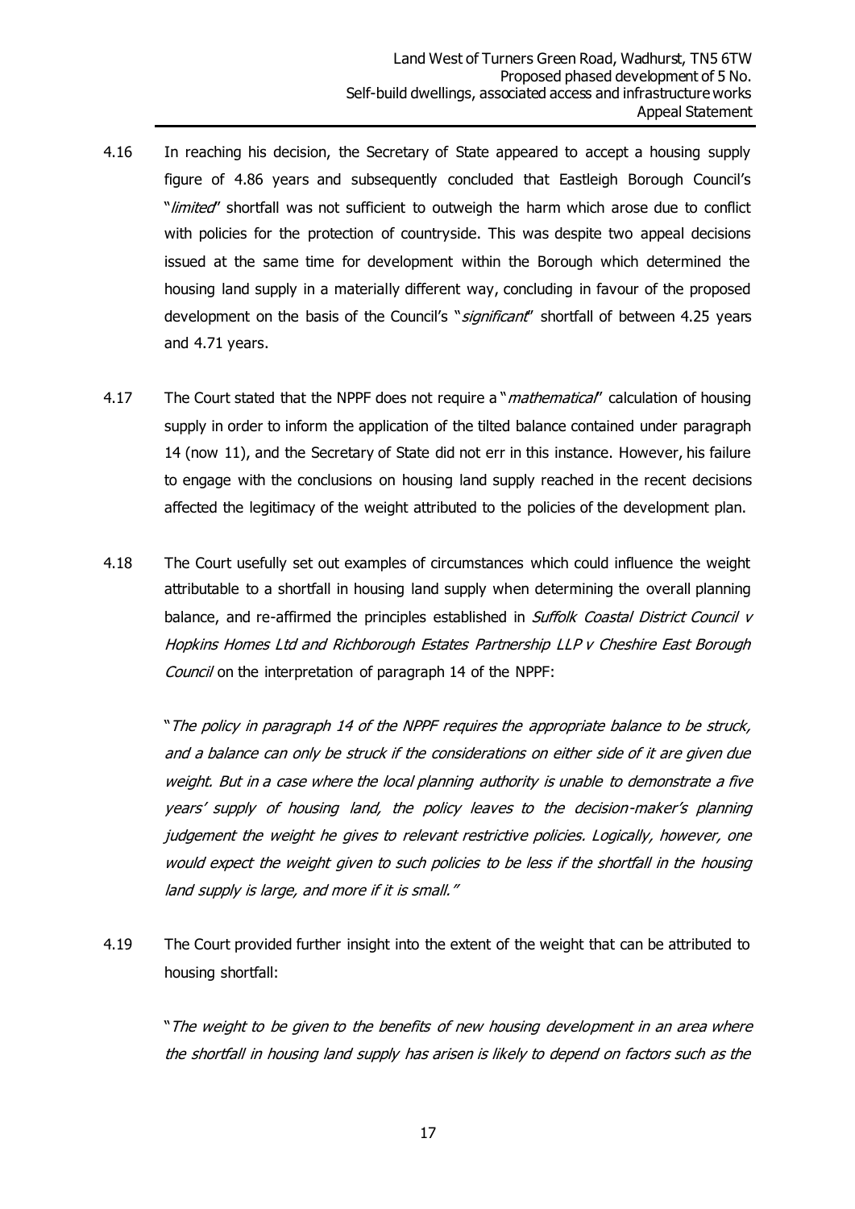4.16 In reaching his decision, the Secretary of State appeared to accept a housing supply figure of 4.86 years and subsequently concluded that Eastleigh Borough Council's "*limited*" shortfall was not sufficient to outweigh the harm which arose due to conflict with policies for the protection of countryside. This was despite two appeal decisions issued at the same time for development within the Borough which determined the housing land supply in a materially different way, concluding in favour of the proposed development on the basis of the Council's "*significant*" shortfall of between 4.25 years and 4.71 years.

4.17 The Court stated that the NPPF does not require a "*mathematical*" calculation of housing supply in order to inform the application of the tilted balance contained under paragraph 14 (now 11), and the Secretary of State did not err in this instance. However, his failure to engage with the conclusions on housing land supply reached in the recent decisions affected the legitimacy of the weight attributed to the policies of the development plan.

4.18 The Court usefully set out examples of circumstances which could influence the weight attributable to a shortfall in housing land supply when determining the overall planning balance, and re-affirmed the principles established in *Suffolk Coastal District Council v Hopkins Homes Ltd and Richborough Estates Partnership LLP v Cheshire East Borough Council* on the interpretation of paragraph 14 of the NPPF:

> "*The policy in paragraph 14 of the NPPF requires the appropriate balance to be struck, and a balance can only be struck if the considerations on either side of it are given due weight. But in a case where the local planning authority is unable to demonstrate a five years' supply of housing land, the policy leaves to the decision-maker's planning judgement the weight he gives to relevant restrictive policies. Logically, however, one would expect the weight given to such policies to be less if the shortfall in the housing land supply is large, and more if it is small.*"

4.19 The Court provided further insight into the extent of the weight that can be attributed to housing shortfall:

> "*The weight to be given to the benefits of new housing development in an area where the shortfall in housing land supply has arisen is likely to depend on factors such as the*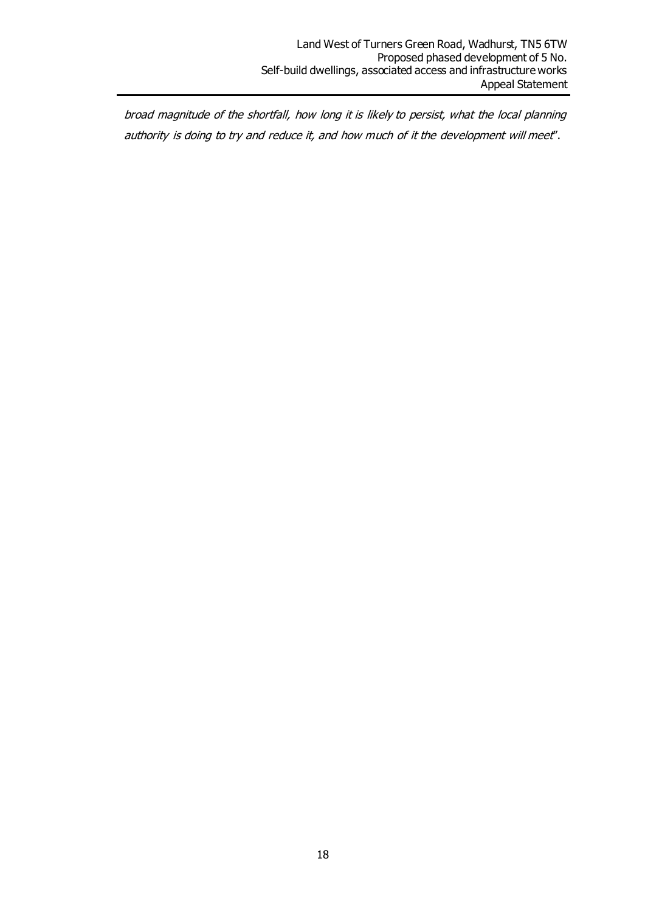*broad magnitude of the shortfall, how long it is likely to persist, what the local planning authority is doing to try and reduce it, and how much of it the development will meet*".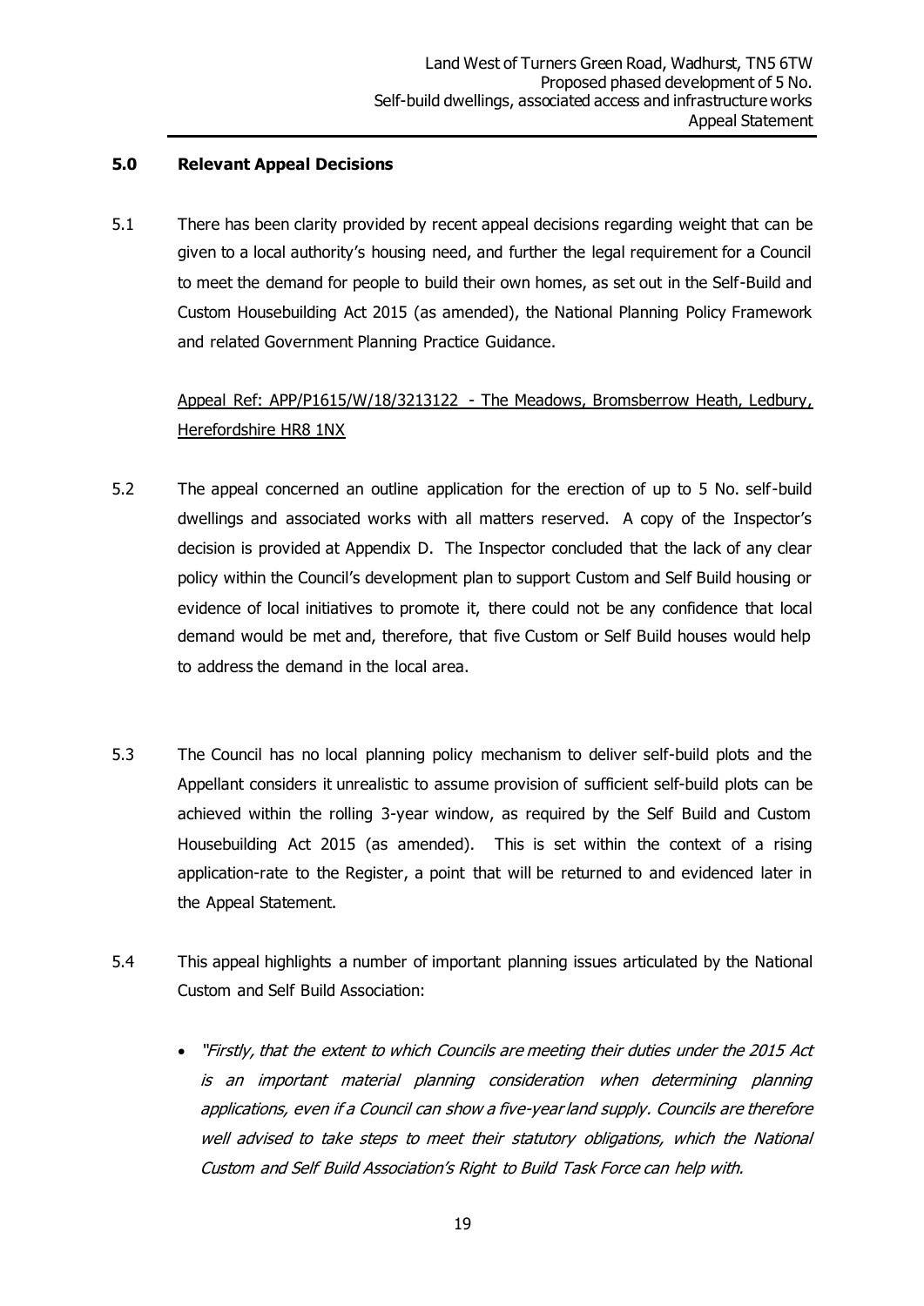## 5.0 Relevant Appeal Decisions

5.1 There has been clarity provided by recent appeal decisions regarding weight that can be given to a local authority's housing need, and further the legal requirement for a Council to meet the demand for people to build their own homes, as set out in the Self-Build and Custom Housebuilding Act 2015 (as amended), the National Planning Policy Framework and related Government Planning Practice Guidance.

Appeal Ref: APP/P1615/W/18/3213122 - The Meadows, Bromsberrow Heath, Ledbury, Herefordshire HR8 1NX

5.2 The appeal concerned an outline application for the erection of up to 5 No. self-build dwellings and associated works with all matters reserved. A copy of the Inspector's decision is provided at Appendix D. The Inspector concluded that the lack of any clear policy within the Council's development plan to support Custom and Self Build housing or evidence of local initiatives to promote it, there could not be any confidence that local demand would be met and, therefore, that five Custom or Self Build houses would help to address the demand in the local area.

5.3 The Council has no local planning policy mechanism to deliver self-build plots and the Appellant considers it unrealistic to assume provision of sufficient self-build plots can be achieved within the rolling 3-year window, as required by the Self Build and Custom Housebuilding Act 2015 (as amended). This is set within the context of a rising application-rate to the Register, a point that will be returned to and evidenced later in the Appeal Statement.

5.4 This appeal highlights a number of important planning issues articulated by the National Custom and Self Build Association:

- *"Firstly, that the extent to which Councils are meeting their duties under the 2015 Act is an important material planning consideration when determining planning applications, even if a Council can show a five-year land supply. Councils are therefore well advised to take steps to meet their statutory obligations, which the National Custom and Self Build Association's Right to Build Task Force can help with.*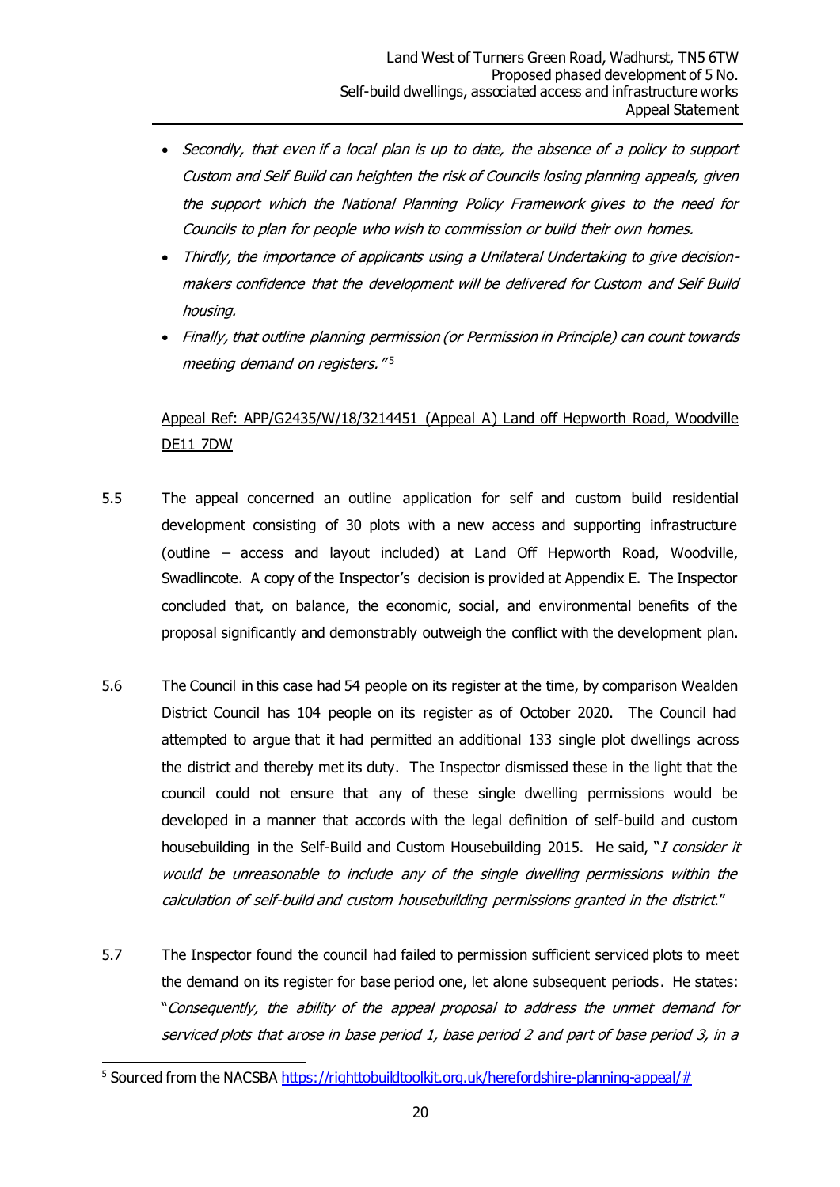- *Secondly, that even if a local plan is up to date, the absence of a policy to support Custom and Self Build can heighten the risk of Councils losing planning appeals, given the support which the National Planning Policy Framework gives to the need for Councils to plan for people who wish to commission or build their own homes.*
- *Thirdly, the importance of applicants using a Unilateral Undertaking to give decision-makers confidence that the development will be delivered for Custom and Self Build housing.*
- *Finally, that outline planning permission (or Permission in Principle) can count towards meeting demand on registers."*[5]

Appeal Ref: APP/G2435/W/18/3214451 (Appeal A) Land off Hepworth Road, Woodville DE11 7DW

5.5 The appeal concerned an outline application for self and custom build residential development consisting of 30 plots with a new access and supporting infrastructure (outline – access and layout included) at Land Off Hepworth Road, Woodville, Swadlincote. A copy of the Inspector's decision is provided at Appendix E. The Inspector concluded that, on balance, the economic, social, and environmental benefits of the proposal significantly and demonstrably outweigh the conflict with the development plan.

5.6 The Council in this case had 54 people on its register at the time, by comparison Wealden District Council has 104 people on its register as of October 2020. The Council had attempted to argue that it had permitted an additional 133 single plot dwellings across the district and thereby met its duty. The Inspector dismissed these in the light that the council could not ensure that any of these single dwelling permissions would be developed in a manner that accords with the legal definition of self-build and custom housebuilding in the Self-Build and Custom Housebuilding 2015. He said, "*I consider it would be unreasonable to include any of the single dwelling permissions within the calculation of self-build and custom housebuilding permissions granted in the district*."

5.7 The Inspector found the council had failed to permission sufficient serviced plots to meet the demand on its register for base period one, let alone subsequent periods. He states: "*Consequently, the ability of the appeal proposal to address the unmet demand for serviced plots that arose in base period 1, base period 2 and part of base period 3, in a*

---

[5] Sourced from the NACSBA https://righttobuildtoolkit.org.uk/herefordshire-planning-appeal/#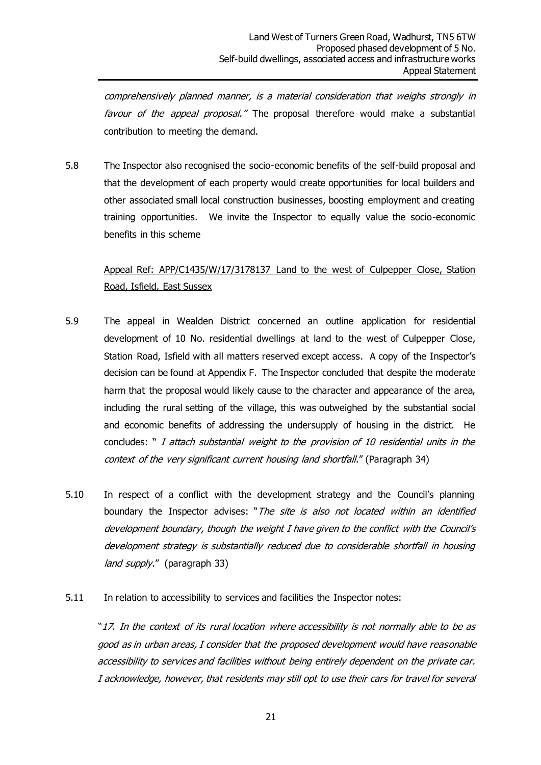*comprehensively planned manner, is a material consideration that weighs strongly in favour of the appeal proposal."* The proposal therefore would make a substantial contribution to meeting the demand.

5.8 The Inspector also recognised the socio-economic benefits of the self-build proposal and that the development of each property would create opportunities for local builders and other associated small local construction businesses, boosting employment and creating training opportunities. We invite the Inspector to equally value the socio-economic benefits in this scheme

<u>Appeal Ref: APP/C1435/W/17/3178137 Land to the west of Culpepper Close, Station Road, Isfield, East Sussex</u>

5.9 The appeal in Wealden District concerned an outline application for residential development of 10 No. residential dwellings at land to the west of Culpepper Close, Station Road, Isfield with all matters reserved except access. A copy of the Inspector's decision can be found at Appendix F. The Inspector concluded that despite the moderate harm that the proposal would likely cause to the character and appearance of the area, including the rural setting of the village, this was outweighed by the substantial social and economic benefits of addressing the undersupply of housing in the district. He concludes: " *I attach substantial weight to the provision of 10 residential units in the context of the very significant current housing land shortfall*." (Paragraph 34)

5.10 In respect of a conflict with the development strategy and the Council's planning boundary the Inspector advises: "*The site is also not located within an identified development boundary, though the weight I have given to the conflict with the Council's development strategy is substantially reduced due to considerable shortfall in housing land supply*." (paragraph 33)

5.11 In relation to accessibility to services and facilities the Inspector notes:

"*17. In the context of its rural location where accessibility is not normally able to be as good as in urban areas, I consider that the proposed development would have reasonable accessibility to services and facilities without being entirely dependent on the private car. I acknowledge, however, that residents may still opt to use their cars for travel for several*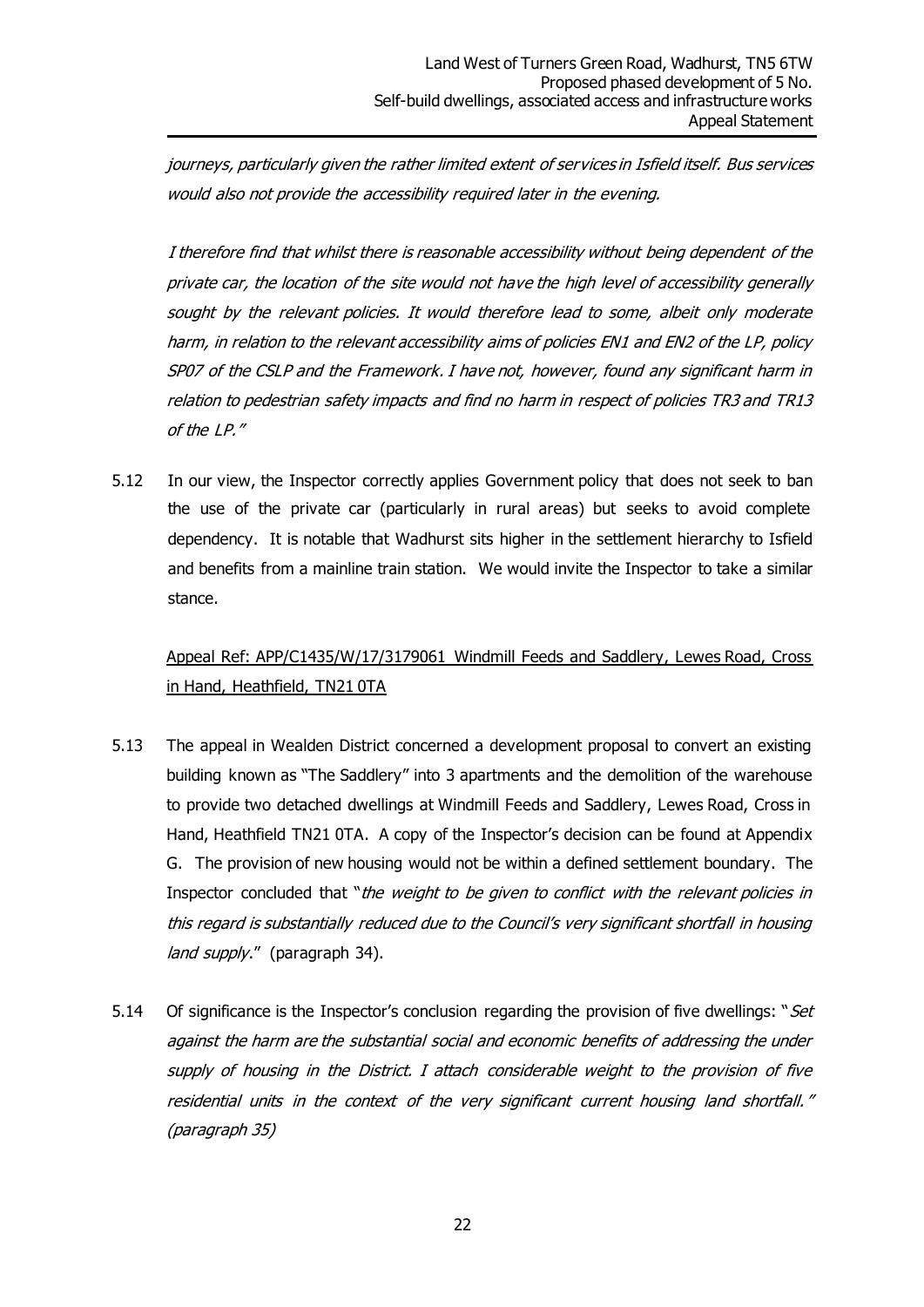*journeys, particularly given the rather limited extent of services in Isfield itself. Bus services would also not provide the accessibility required later in the evening.*

*I therefore find that whilst there is reasonable accessibility without being dependent of the private car, the location of the site would not have the high level of accessibility generally sought by the relevant policies. It would therefore lead to some, albeit only moderate harm, in relation to the relevant accessibility aims of policies EN1 and EN2 of the LP, policy SP07 of the CSLP and the Framework. I have not, however, found any significant harm in relation to pedestrian safety impacts and find no harm in respect of policies TR3 and TR13 of the LP."*

5.12 In our view, the Inspector correctly applies Government policy that does not seek to ban the use of the private car (particularly in rural areas) but seeks to avoid complete dependency. It is notable that Wadhurst sits higher in the settlement hierarchy to Isfield and benefits from a mainline train station. We would invite the Inspector to take a similar stance.

<u>Appeal Ref: APP/C1435/W/17/3179061 Windmill Feeds and Saddlery, Lewes Road, Cross in Hand, Heathfield, TN21 0TA</u>

5.13 The appeal in Wealden District concerned a development proposal to convert an existing building known as "The Saddlery" into 3 apartments and the demolition of the warehouse to provide two detached dwellings at Windmill Feeds and Saddlery, Lewes Road, Cross in Hand, Heathfield TN21 0TA. A copy of the Inspector's decision can be found at Appendix G. The provision of new housing would not be within a defined settlement boundary. The Inspector concluded that "*the weight to be given to conflict with the relevant policies in this regard is substantially reduced due to the Council's very significant shortfall in housing land supply*." (paragraph 34).

5.14 Of significance is the Inspector's conclusion regarding the provision of five dwellings: "*Set against the harm are the substantial social and economic benefits of addressing the under supply of housing in the District. I attach considerable weight to the provision of five residential units in the context of the very significant current housing land shortfall." (paragraph 35)*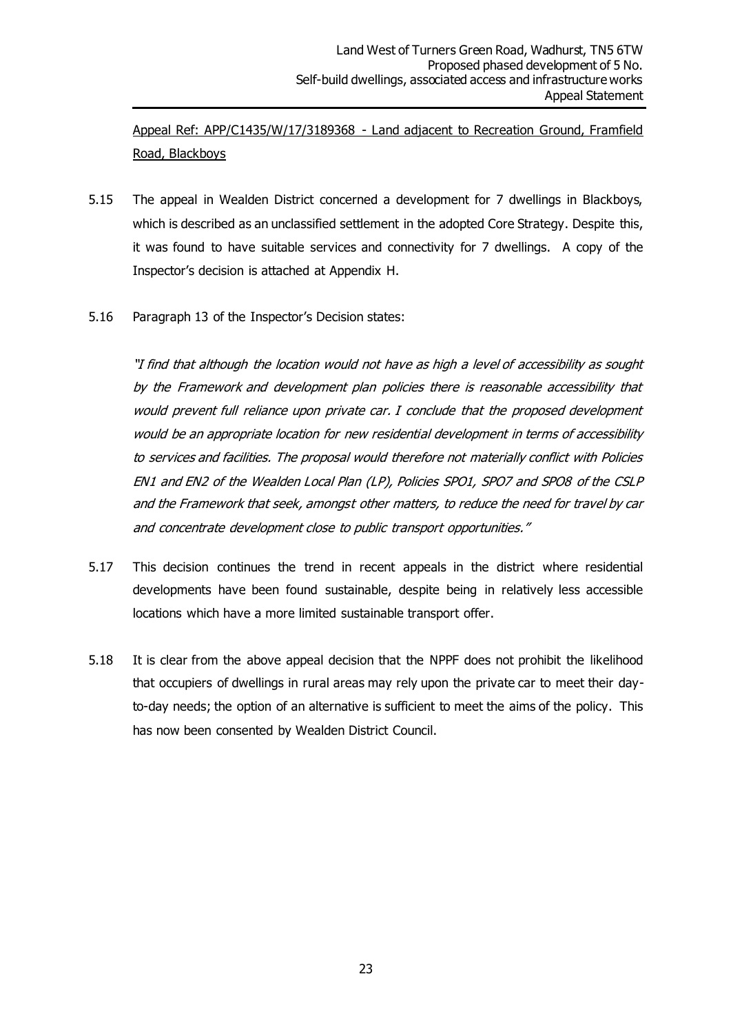<u>Appeal Ref: APP/C1435/W/17/3189368 - Land adjacent to Recreation Ground, Framfield Road, Blackboys</u>

5.15 The appeal in Wealden District concerned a development for 7 dwellings in Blackboys, which is described as an unclassified settlement in the adopted Core Strategy. Despite this, it was found to have suitable services and connectivity for 7 dwellings. A copy of the Inspector's decision is attached at Appendix H.

5.16 Paragraph 13 of the Inspector's Decision states:

*"I find that although the location would not have as high a level of accessibility as sought by the Framework and development plan policies there is reasonable accessibility that would prevent full reliance upon private car. I conclude that the proposed development would be an appropriate location for new residential development in terms of accessibility to services and facilities. The proposal would therefore not materially conflict with Policies EN1 and EN2 of the Wealden Local Plan (LP), Policies SPO1, SPO7 and SPO8 of the CSLP and the Framework that seek, amongst other matters, to reduce the need for travel by car and concentrate development close to public transport opportunities."*

5.17 This decision continues the trend in recent appeals in the district where residential developments have been found sustainable, despite being in relatively less accessible locations which have a more limited sustainable transport offer.

5.18 It is clear from the above appeal decision that the NPPF does not prohibit the likelihood that occupiers of dwellings in rural areas may rely upon the private car to meet their day-to-day needs; the option of an alternative is sufficient to meet the aims of the policy. This has now been consented by Wealden District Council.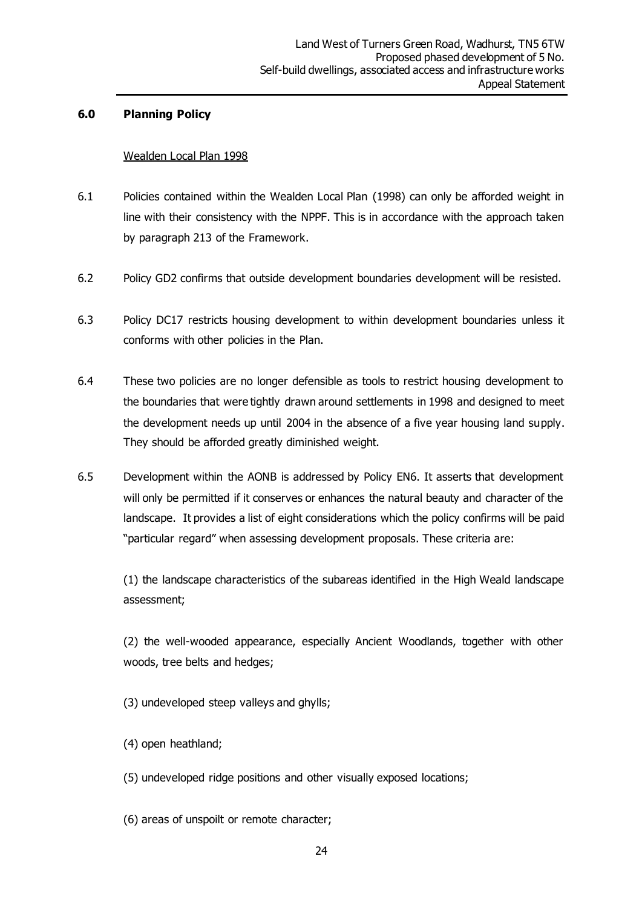## 6.0 Planning Policy

Wealden Local Plan 1998

6.1 Policies contained within the Wealden Local Plan (1998) can only be afforded weight in line with their consistency with the NPPF. This is in accordance with the approach taken by paragraph 213 of the Framework.

6.2 Policy GD2 confirms that outside development boundaries development will be resisted.

6.3 Policy DC17 restricts housing development to within development boundaries unless it conforms with other policies in the Plan.

6.4 These two policies are no longer defensible as tools to restrict housing development to the boundaries that were tightly drawn around settlements in 1998 and designed to meet the development needs up until 2004 in the absence of a five year housing land supply. They should be afforded greatly diminished weight.

6.5 Development within the AONB is addressed by Policy EN6. It asserts that development will only be permitted if it conserves or enhances the natural beauty and character of the landscape. It provides a list of eight considerations which the policy confirms will be paid "particular regard" when assessing development proposals. These criteria are:

(1) the landscape characteristics of the subareas identified in the High Weald landscape assessment;

(2) the well-wooded appearance, especially Ancient Woodlands, together with other woods, tree belts and hedges;

(3) undeveloped steep valleys and ghylls;

(4) open heathland;

(5) undeveloped ridge positions and other visually exposed locations;

(6) areas of unspoilt or remote character;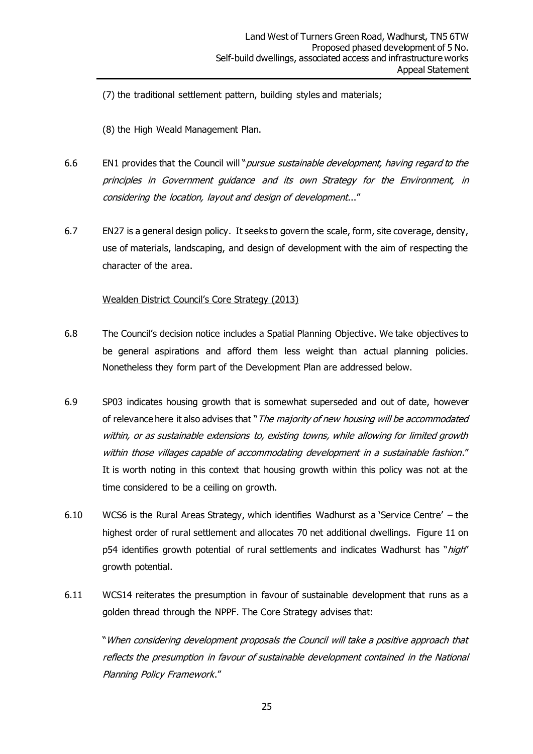(7) the traditional settlement pattern, building styles and materials;

(8) the High Weald Management Plan.

6.6 EN1 provides that the Council will "*pursue sustainable development, having regard to the principles in Government guidance and its own Strategy for the Environment, in considering the location, layout and design of development*..."

6.7 EN27 is a general design policy. It seeks to govern the scale, form, site coverage, density, use of materials, landscaping, and design of development with the aim of respecting the character of the area.

Wealden District Council's Core Strategy (2013)

6.8 The Council's decision notice includes a Spatial Planning Objective. We take objectives to be general aspirations and afford them less weight than actual planning policies. Nonetheless they form part of the Development Plan are addressed below.

6.9 SP03 indicates housing growth that is somewhat superseded and out of date, however of relevance here it also advises that "*The majority of new housing will be accommodated within, or as sustainable extensions to, existing towns, while allowing for limited growth within those villages capable of accommodating development in a sustainable fashion*." It is worth noting in this context that housing growth within this policy was not at the time considered to be a ceiling on growth.

6.10 WCS6 is the Rural Areas Strategy, which identifies Wadhurst as a 'Service Centre' – the highest order of rural settlement and allocates 70 net additional dwellings. Figure 11 on p54 identifies growth potential of rural settlements and indicates Wadhurst has "*high*" growth potential.

6.11 WCS14 reiterates the presumption in favour of sustainable development that runs as a golden thread through the NPPF. The Core Strategy advises that:

"*When considering development proposals the Council will take a positive approach that reflects the presumption in favour of sustainable development contained in the National Planning Policy Framework*."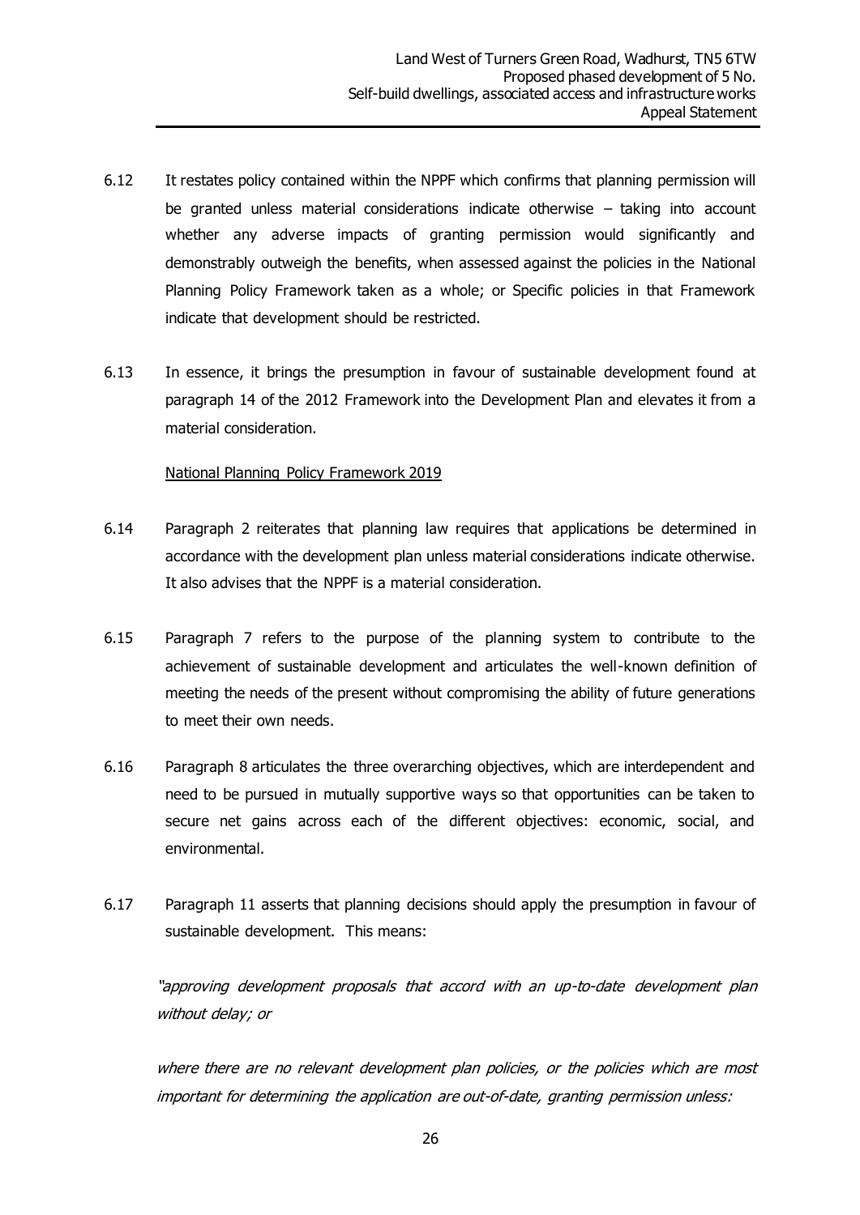6.12 It restates policy contained within the NPPF which confirms that planning permission will be granted unless material considerations indicate otherwise – taking into account whether any adverse impacts of granting permission would significantly and demonstrably outweigh the benefits, when assessed against the policies in the National Planning Policy Framework taken as a whole; or Specific policies in that Framework indicate that development should be restricted.

6.13 In essence, it brings the presumption in favour of sustainable development found at paragraph 14 of the 2012 Framework into the Development Plan and elevates it from a material consideration.

National Planning Policy Framework 2019

6.14 Paragraph 2 reiterates that planning law requires that applications be determined in accordance with the development plan unless material considerations indicate otherwise. It also advises that the NPPF is a material consideration.

6.15 Paragraph 7 refers to the purpose of the planning system to contribute to the achievement of sustainable development and articulates the well-known definition of meeting the needs of the present without compromising the ability of future generations to meet their own needs.

6.16 Paragraph 8 articulates the three overarching objectives, which are interdependent and need to be pursued in mutually supportive ways so that opportunities can be taken to secure net gains across each of the different objectives: economic, social, and environmental.

6.17 Paragraph 11 asserts that planning decisions should apply the presumption in favour of sustainable development. This means:

*"approving development proposals that accord with an up-to-date development plan without delay; or*

*where there are no relevant development plan policies, or the policies which are most important for determining the application are out-of-date, granting permission unless:*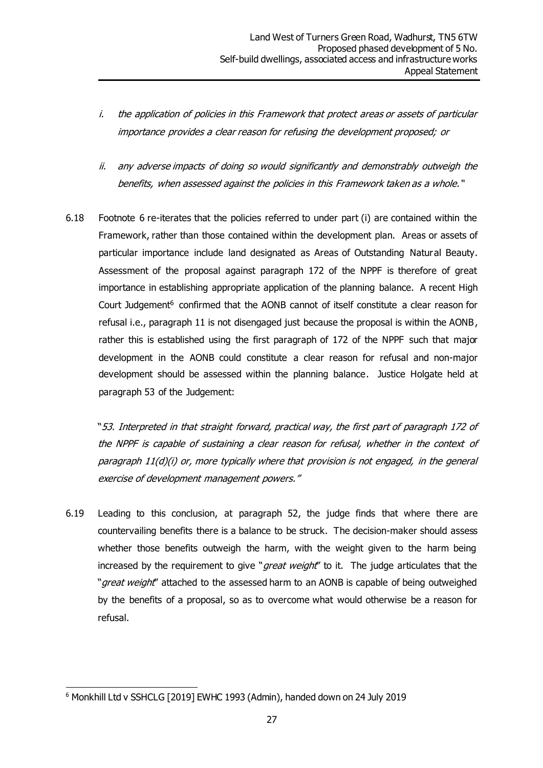*i. the application of policies in this Framework that protect areas or assets of particular importance provides a clear reason for refusing the development proposed; or*

*ii. any adverse impacts of doing so would significantly and demonstrably outweigh the benefits, when assessed against the policies in this Framework taken as a whole.*"

6.18 Footnote 6 re-iterates that the policies referred to under part (i) are contained within the Framework, rather than those contained within the development plan. Areas or assets of particular importance include land designated as Areas of Outstanding Natural Beauty. Assessment of the proposal against paragraph 172 of the NPPF is therefore of great importance in establishing appropriate application of the planning balance. A recent High Court Judgement[6] confirmed that the AONB cannot of itself constitute a clear reason for refusal i.e., paragraph 11 is not disengaged just because the proposal is within the AONB, rather this is established using the first paragraph of 172 of the NPPF such that major development in the AONB could constitute a clear reason for refusal and non-major development should be assessed within the planning balance. Justice Holgate held at paragraph 53 of the Judgement:

"*53. Interpreted in that straight forward, practical way, the first part of paragraph 172 of the NPPF is capable of sustaining a clear reason for refusal, whether in the context of paragraph 11(d)(i) or, more typically where that provision is not engaged, in the general exercise of development management powers.*"

6.19 Leading to this conclusion, at paragraph 52, the judge finds that where there are countervailing benefits there is a balance to be struck. The decision-maker should assess whether those benefits outweigh the harm, with the weight given to the harm being increased by the requirement to give "*great weight*" to it. The judge articulates that the "*great weight*" attached to the assessed harm to an AONB is capable of being outweighed by the benefits of a proposal, so as to overcome what would otherwise be a reason for refusal.

[6] Monkhill Ltd v SSHCLG [2019] EWHC 1993 (Admin), handed down on 24 July 2019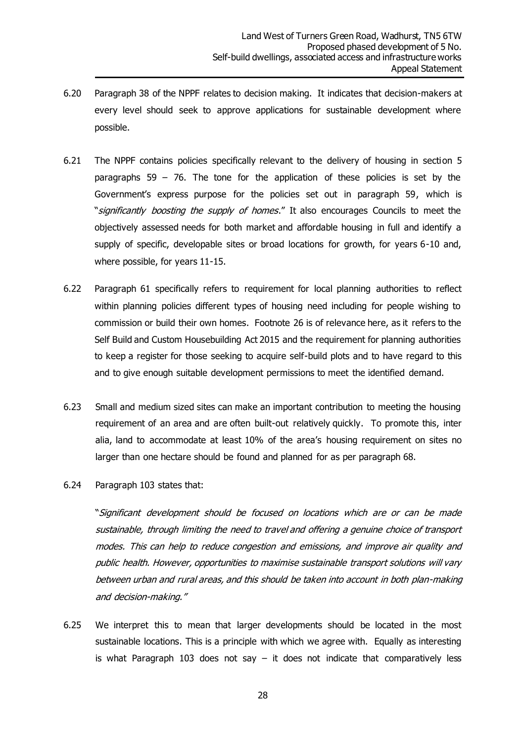6.20 Paragraph 38 of the NPPF relates to decision making. It indicates that decision-makers at every level should seek to approve applications for sustainable development where possible.

6.21 The NPPF contains policies specifically relevant to the delivery of housing in section 5 paragraphs 59 – 76. The tone for the application of these policies is set by the Government's express purpose for the policies set out in paragraph 59, which is "*significantly boosting the supply of homes*." It also encourages Councils to meet the objectively assessed needs for both market and affordable housing in full and identify a supply of specific, developable sites or broad locations for growth, for years 6-10 and, where possible, for years 11-15.

6.22 Paragraph 61 specifically refers to requirement for local planning authorities to reflect within planning policies different types of housing need including for people wishing to commission or build their own homes. Footnote 26 is of relevance here, as it refers to the Self Build and Custom Housebuilding Act 2015 and the requirement for planning authorities to keep a register for those seeking to acquire self-build plots and to have regard to this and to give enough suitable development permissions to meet the identified demand.

6.23 Small and medium sized sites can make an important contribution to meeting the housing requirement of an area and are often built-out relatively quickly. To promote this, inter alia, land to accommodate at least 10% of the area's housing requirement on sites no larger than one hectare should be found and planned for as per paragraph 68.

6.24 Paragraph 103 states that:

"*Significant development should be focused on locations which are or can be made sustainable, through limiting the need to travel and offering a genuine choice of transport modes. This can help to reduce congestion and emissions, and improve air quality and public health. However, opportunities to maximise sustainable transport solutions will vary between urban and rural areas, and this should be taken into account in both plan-making and decision-making.*"

6.25 We interpret this to mean that larger developments should be located in the most sustainable locations. This is a principle with which we agree with. Equally as interesting is what Paragraph 103 does not say – it does not indicate that comparatively less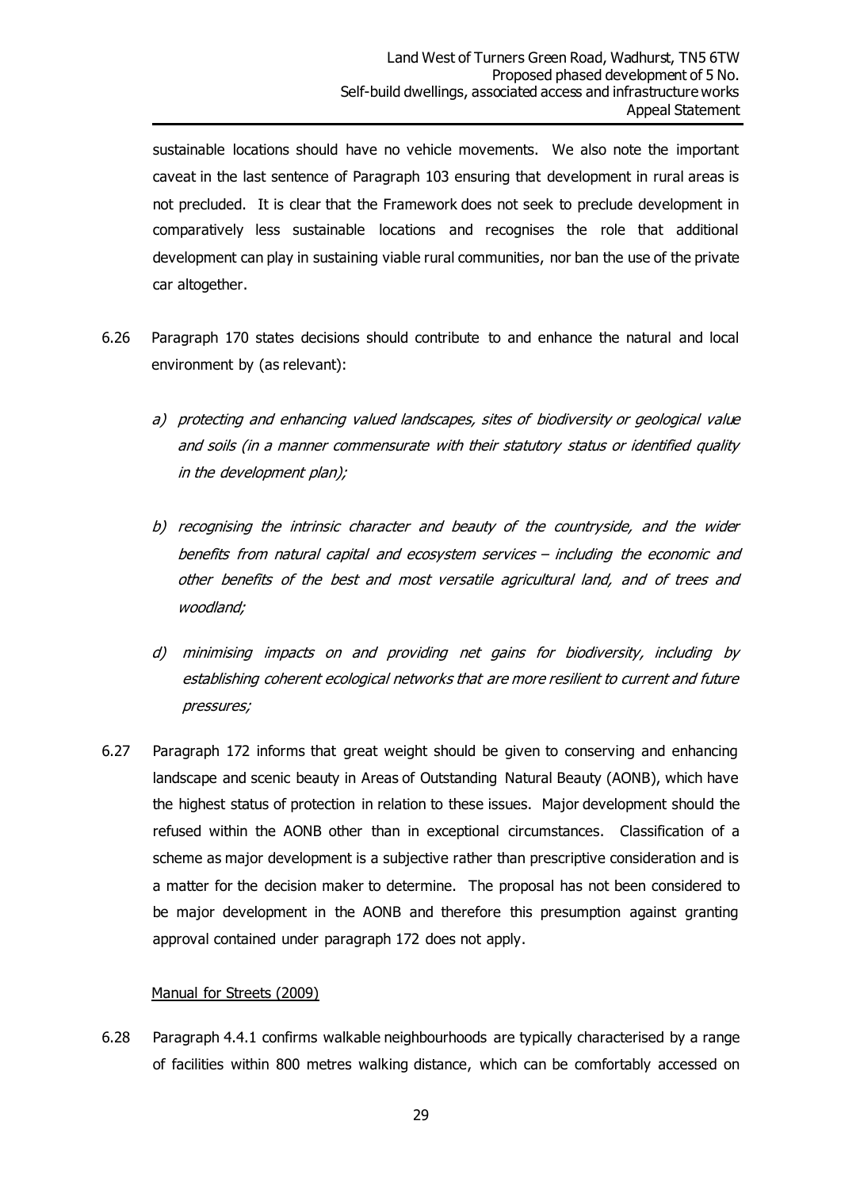sustainable locations should have no vehicle movements. We also note the important caveat in the last sentence of Paragraph 103 ensuring that development in rural areas is not precluded. It is clear that the Framework does not seek to preclude development in comparatively less sustainable locations and recognises the role that additional development can play in sustaining viable rural communities, nor ban the use of the private car altogether.

6.26 Paragraph 170 states decisions should contribute to and enhance the natural and local environment by (as relevant):

*a) protecting and enhancing valued landscapes, sites of biodiversity or geological value and soils (in a manner commensurate with their statutory status or identified quality in the development plan);*

*b) recognising the intrinsic character and beauty of the countryside, and the wider benefits from natural capital and ecosystem services – including the economic and other benefits of the best and most versatile agricultural land, and of trees and woodland;*

*d) minimising impacts on and providing net gains for biodiversity, including by establishing coherent ecological networks that are more resilient to current and future pressures;*

6.27 Paragraph 172 informs that great weight should be given to conserving and enhancing landscape and scenic beauty in Areas of Outstanding Natural Beauty (AONB), which have the highest status of protection in relation to these issues. Major development should the refused within the AONB other than in exceptional circumstances. Classification of a scheme as major development is a subjective rather than prescriptive consideration and is a matter for the decision maker to determine. The proposal has not been considered to be major development in the AONB and therefore this presumption against granting approval contained under paragraph 172 does not apply.

Manual for Streets (2009)

6.28 Paragraph 4.4.1 confirms walkable neighbourhoods are typically characterised by a range of facilities within 800 metres walking distance, which can be comfortably accessed on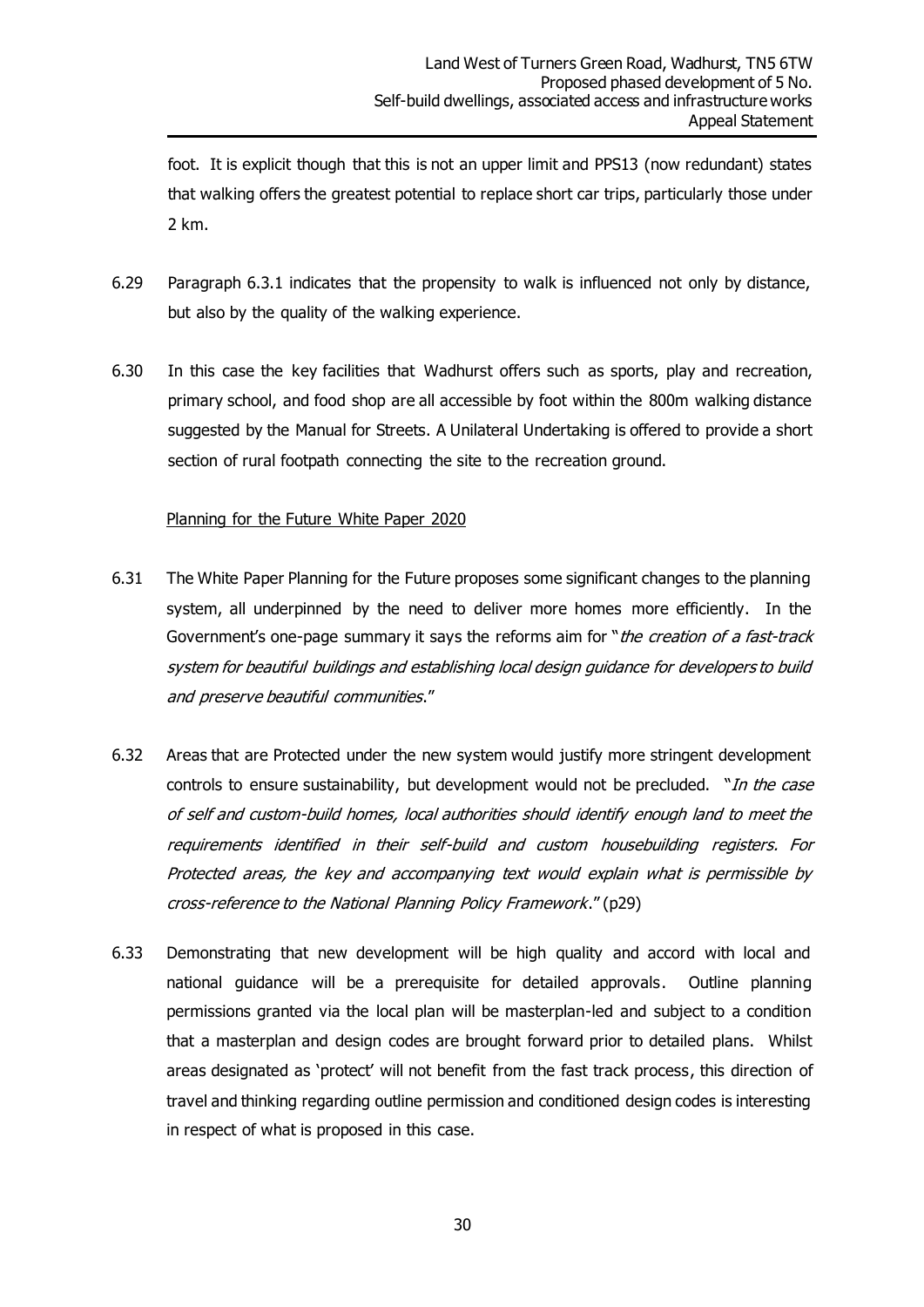foot. It is explicit though that this is not an upper limit and PPS13 (now redundant) states that walking offers the greatest potential to replace short car trips, particularly those under 2 km.

6.29 Paragraph 6.3.1 indicates that the propensity to walk is influenced not only by distance, but also by the quality of the walking experience.

6.30 In this case the key facilities that Wadhurst offers such as sports, play and recreation, primary school, and food shop are all accessible by foot within the 800m walking distance suggested by the Manual for Streets. A Unilateral Undertaking is offered to provide a short section of rural footpath connecting the site to the recreation ground.

Planning for the Future White Paper 2020

6.31 The White Paper Planning for the Future proposes some significant changes to the planning system, all underpinned by the need to deliver more homes more efficiently. In the Government's one-page summary it says the reforms aim for "*the creation of a fast-track system for beautiful buildings and establishing local design guidance for developers to build and preserve beautiful communities*."

6.32 Areas that are Protected under the new system would justify more stringent development controls to ensure sustainability, but development would not be precluded. "*In the case of self and custom-build homes, local authorities should identify enough land to meet the requirements identified in their self-build and custom housebuilding registers. For Protected areas, the key and accompanying text would explain what is permissible by cross-reference to the National Planning Policy Framework*." (p29)

6.33 Demonstrating that new development will be high quality and accord with local and national guidance will be a prerequisite for detailed approvals. Outline planning permissions granted via the local plan will be masterplan-led and subject to a condition that a masterplan and design codes are brought forward prior to detailed plans. Whilst areas designated as 'protect' will not benefit from the fast track process, this direction of travel and thinking regarding outline permission and conditioned design codes is interesting in respect of what is proposed in this case.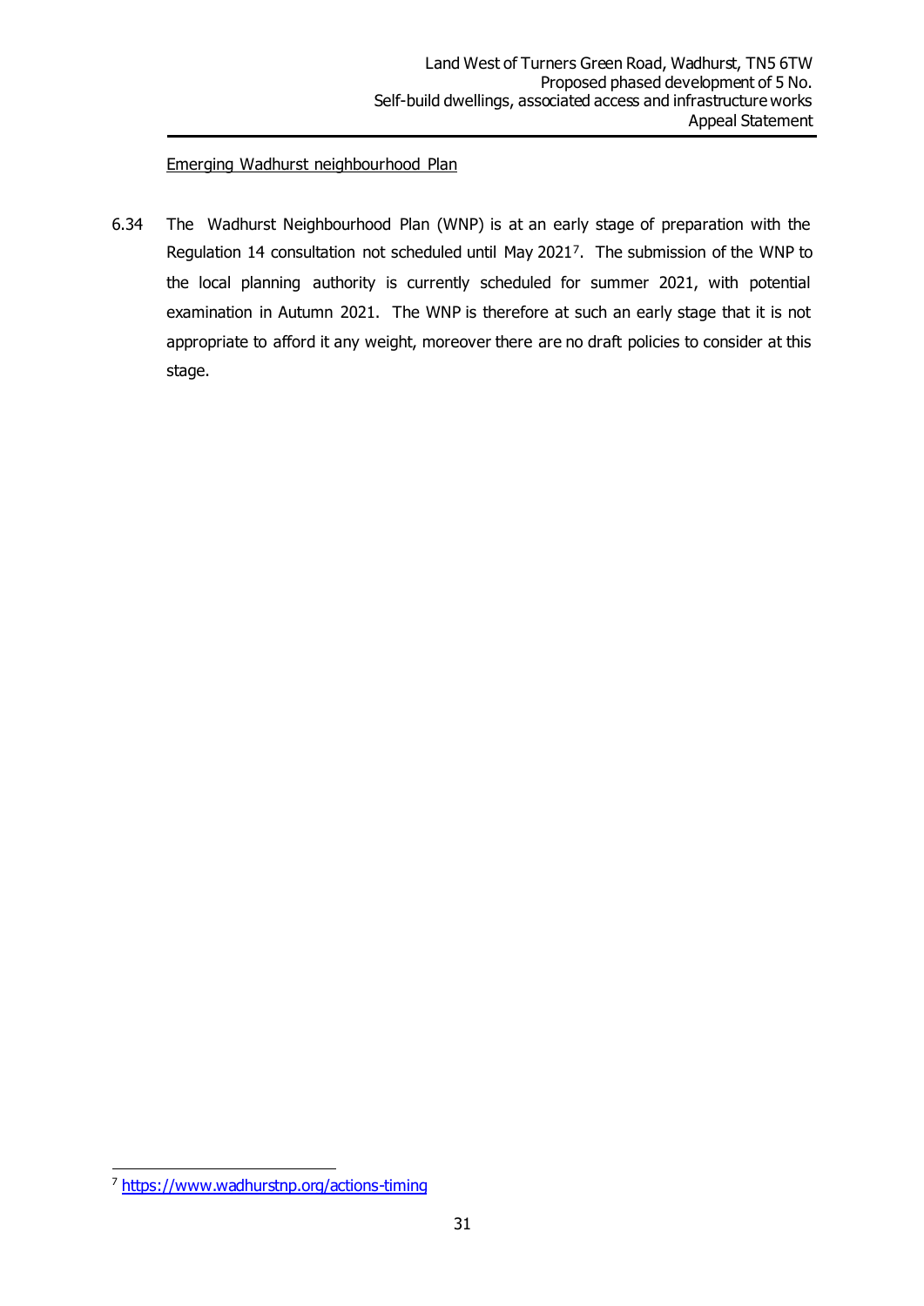Emerging Wadhurst neighbourhood Plan

6.34 The Wadhurst Neighbourhood Plan (WNP) is at an early stage of preparation with the Regulation 14 consultation not scheduled until May 2021[7]. The submission of the WNP to the local planning authority is currently scheduled for summer 2021, with potential examination in Autumn 2021. The WNP is therefore at such an early stage that it is not appropriate to afford it any weight, moreover there are no draft policies to consider at this stage.

[7] https://www.wadhurstnp.org/actions-timing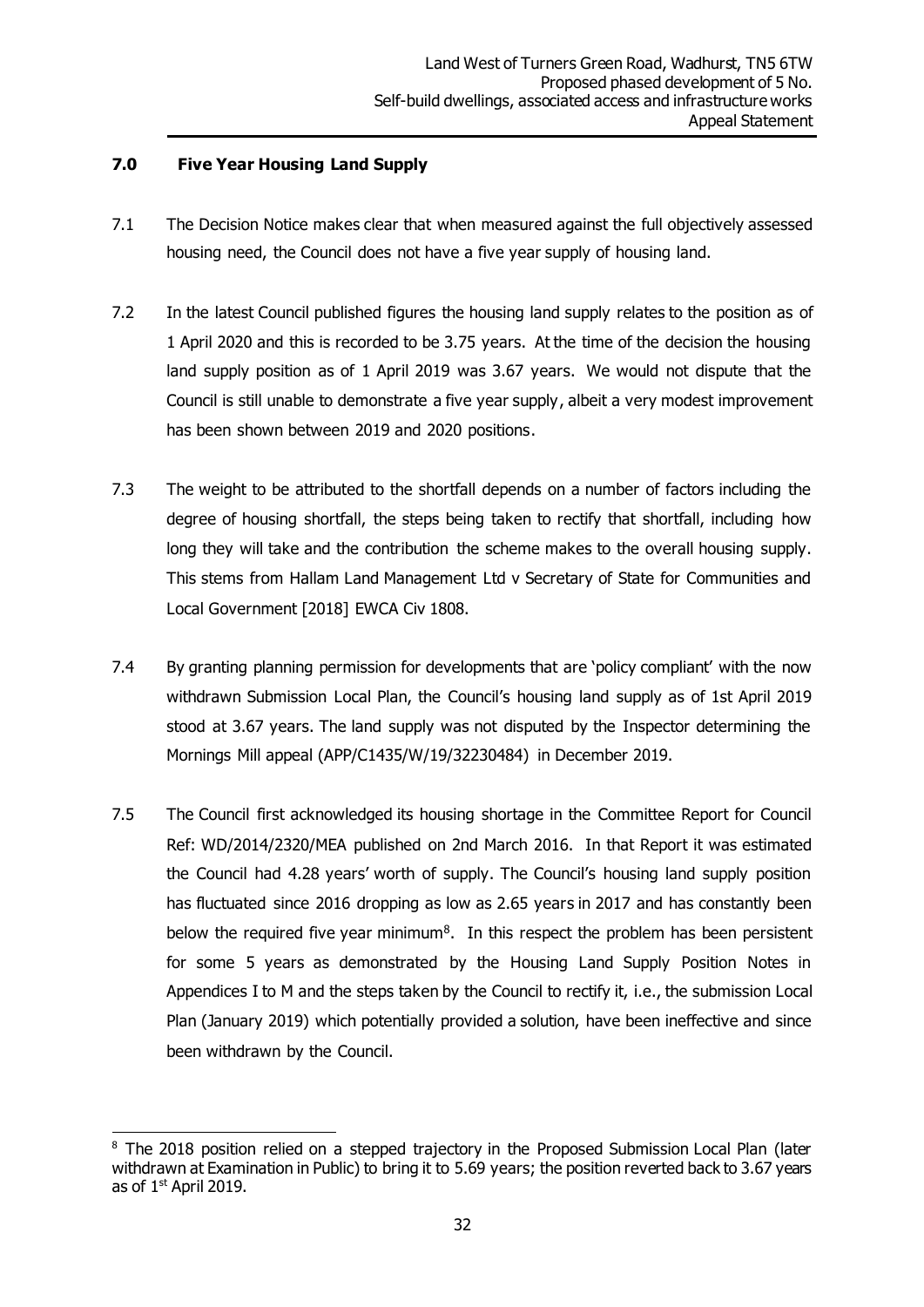## 7.0 Five Year Housing Land Supply

7.1 The Decision Notice makes clear that when measured against the full objectively assessed housing need, the Council does not have a five year supply of housing land.

7.2 In the latest Council published figures the housing land supply relates to the position as of 1 April 2020 and this is recorded to be 3.75 years. At the time of the decision the housing land supply position as of 1 April 2019 was 3.67 years. We would not dispute that the Council is still unable to demonstrate a five year supply, albeit a very modest improvement has been shown between 2019 and 2020 positions.

7.3 The weight to be attributed to the shortfall depends on a number of factors including the degree of housing shortfall, the steps being taken to rectify that shortfall, including how long they will take and the contribution the scheme makes to the overall housing supply. This stems from Hallam Land Management Ltd v Secretary of State for Communities and Local Government [2018] EWCA Civ 1808.

7.4 By granting planning permission for developments that are 'policy compliant' with the now withdrawn Submission Local Plan, the Council's housing land supply as of 1st April 2019 stood at 3.67 years. The land supply was not disputed by the Inspector determining the Mornings Mill appeal (APP/C1435/W/19/32230484) in December 2019.

7.5 The Council first acknowledged its housing shortage in the Committee Report for Council Ref: WD/2014/2320/MEA published on 2nd March 2016. In that Report it was estimated the Council had 4.28 years' worth of supply. The Council's housing land supply position has fluctuated since 2016 dropping as low as 2.65 years in 2017 and has constantly been below the required five year minimum[8]. In this respect the problem has been persistent for some 5 years as demonstrated by the Housing Land Supply Position Notes in Appendices I to M and the steps taken by the Council to rectify it, i.e., the submission Local Plan (January 2019) which potentially provided a solution, have been ineffective and since been withdrawn by the Council.

---

[8] The 2018 position relied on a stepped trajectory in the Proposed Submission Local Plan (later withdrawn at Examination in Public) to bring it to 5.69 years; the position reverted back to 3.67 years as of 1st April 2019.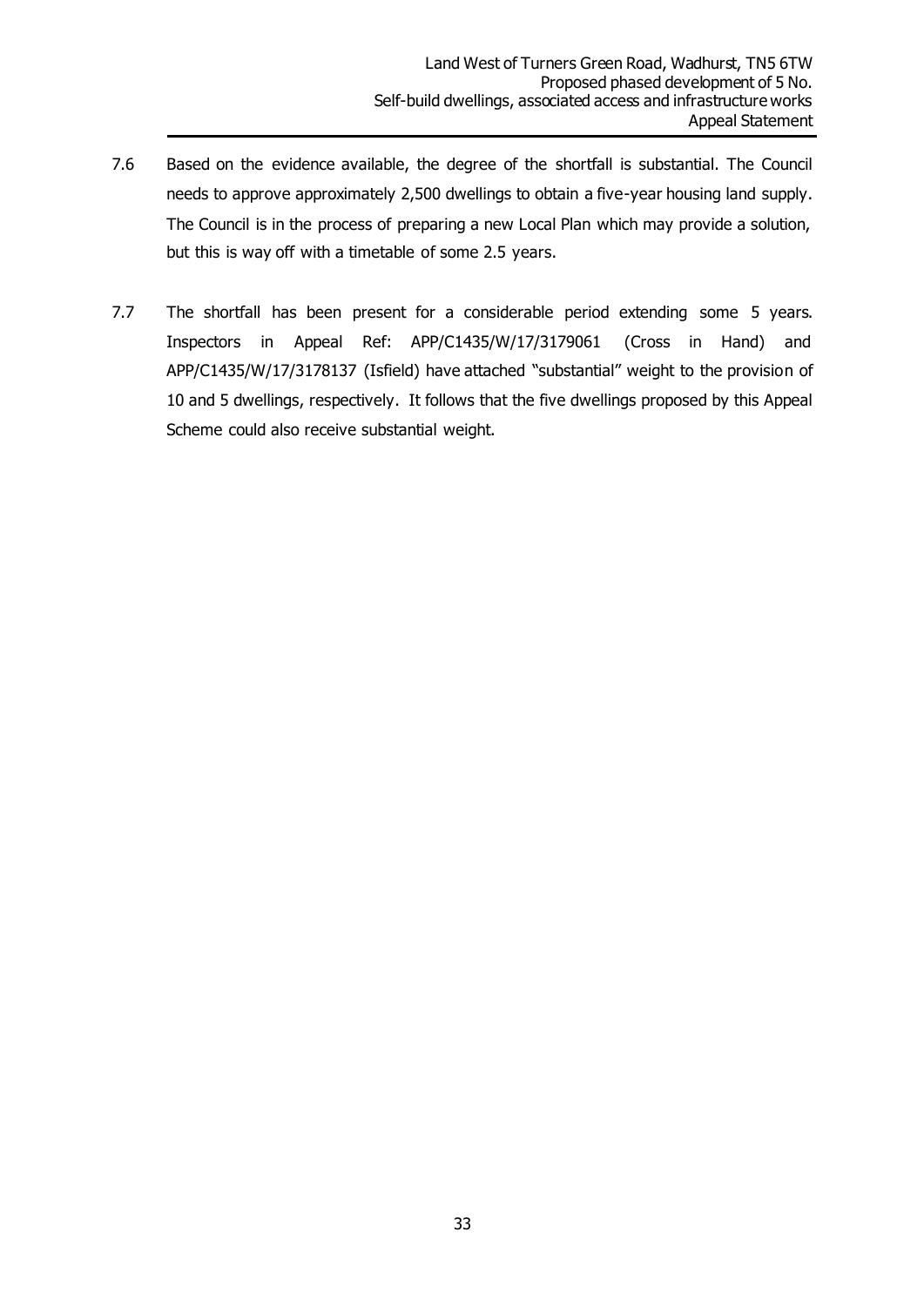7.6 Based on the evidence available, the degree of the shortfall is substantial. The Council needs to approve approximately 2,500 dwellings to obtain a five-year housing land supply. The Council is in the process of preparing a new Local Plan which may provide a solution, but this is way off with a timetable of some 2.5 years.

7.7 The shortfall has been present for a considerable period extending some 5 years. Inspectors in Appeal Ref: APP/C1435/W/17/3179061 (Cross in Hand) and APP/C1435/W/17/3178137 (Isfield) have attached "substantial" weight to the provision of 10 and 5 dwellings, respectively. It follows that the five dwellings proposed by this Appeal Scheme could also receive substantial weight.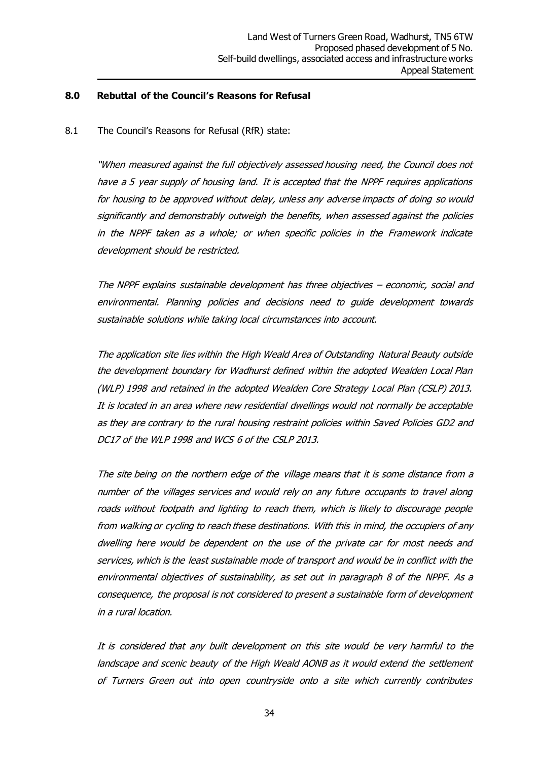## 8.0 Rebuttal of the Council's Reasons for Refusal

8.1 The Council's Reasons for Refusal (RfR) state:

*"When measured against the full objectively assessed housing need, the Council does not have a 5 year supply of housing land. It is accepted that the NPPF requires applications for housing to be approved without delay, unless any adverse impacts of doing so would significantly and demonstrably outweigh the benefits, when assessed against the policies in the NPPF taken as a whole; or when specific policies in the Framework indicate development should be restricted.*

*The NPPF explains sustainable development has three objectives – economic, social and environmental. Planning policies and decisions need to guide development towards sustainable solutions while taking local circumstances into account.*

*The application site lies within the High Weald Area of Outstanding Natural Beauty outside the development boundary for Wadhurst defined within the adopted Wealden Local Plan (WLP) 1998 and retained in the adopted Wealden Core Strategy Local Plan (CSLP) 2013. It is located in an area where new residential dwellings would not normally be acceptable as they are contrary to the rural housing restraint policies within Saved Policies GD2 and DC17 of the WLP 1998 and WCS 6 of the CSLP 2013.*

*The site being on the northern edge of the village means that it is some distance from a number of the villages services and would rely on any future occupants to travel along roads without footpath and lighting to reach them, which is likely to discourage people from walking or cycling to reach these destinations. With this in mind, the occupiers of any dwelling here would be dependent on the use of the private car for most needs and services, which is the least sustainable mode of transport and would be in conflict with the environmental objectives of sustainability, as set out in paragraph 8 of the NPPF. As a consequence, the proposal is not considered to present a sustainable form of development in a rural location.*

*It is considered that any built development on this site would be very harmful to the landscape and scenic beauty of the High Weald AONB as it would extend the settlement of Turners Green out into open countryside onto a site which currently contributes*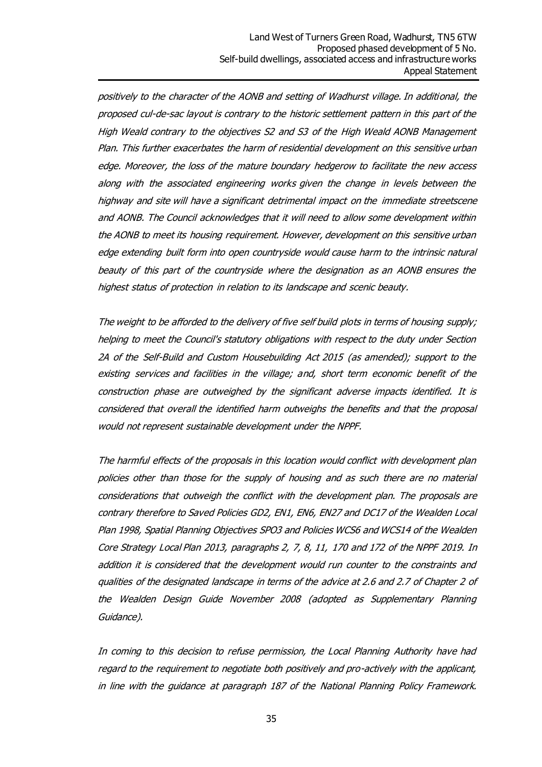*positively to the character of the AONB and setting of Wadhurst village. In additional, the proposed cul-de-sac layout is contrary to the historic settlement pattern in this part of the High Weald contrary to the objectives S2 and S3 of the High Weald AONB Management Plan. This further exacerbates the harm of residential development on this sensitive urban edge. Moreover, the loss of the mature boundary hedgerow to facilitate the new access along with the associated engineering works given the change in levels between the highway and site will have a significant detrimental impact on the immediate streetscene and AONB. The Council acknowledges that it will need to allow some development within the AONB to meet its housing requirement. However, development on this sensitive urban edge extending built form into open countryside would cause harm to the intrinsic natural beauty of this part of the countryside where the designation as an AONB ensures the highest status of protection in relation to its landscape and scenic beauty.*

*The weight to be afforded to the delivery of five self build plots in terms of housing supply; helping to meet the Council's statutory obligations with respect to the duty under Section 2A of the Self-Build and Custom Housebuilding Act 2015 (as amended); support to the existing services and facilities in the village; and, short term economic benefit of the construction phase are outweighed by the significant adverse impacts identified. It is considered that overall the identified harm outweighs the benefits and that the proposal would not represent sustainable development under the NPPF.*

*The harmful effects of the proposals in this location would conflict with development plan policies other than those for the supply of housing and as such there are no material considerations that outweigh the conflict with the development plan. The proposals are contrary therefore to Saved Policies GD2, EN1, EN6, EN27 and DC17 of the Wealden Local Plan 1998, Spatial Planning Objectives SPO3 and Policies WCS6 and WCS14 of the Wealden Core Strategy Local Plan 2013, paragraphs 2, 7, 8, 11, 170 and 172 of the NPPF 2019. In addition it is considered that the development would run counter to the constraints and qualities of the designated landscape in terms of the advice at 2.6 and 2.7 of Chapter 2 of the Wealden Design Guide November 2008 (adopted as Supplementary Planning Guidance).*

*In coming to this decision to refuse permission, the Local Planning Authority have had regard to the requirement to negotiate both positively and pro-actively with the applicant, in line with the guidance at paragraph 187 of the National Planning Policy Framework.*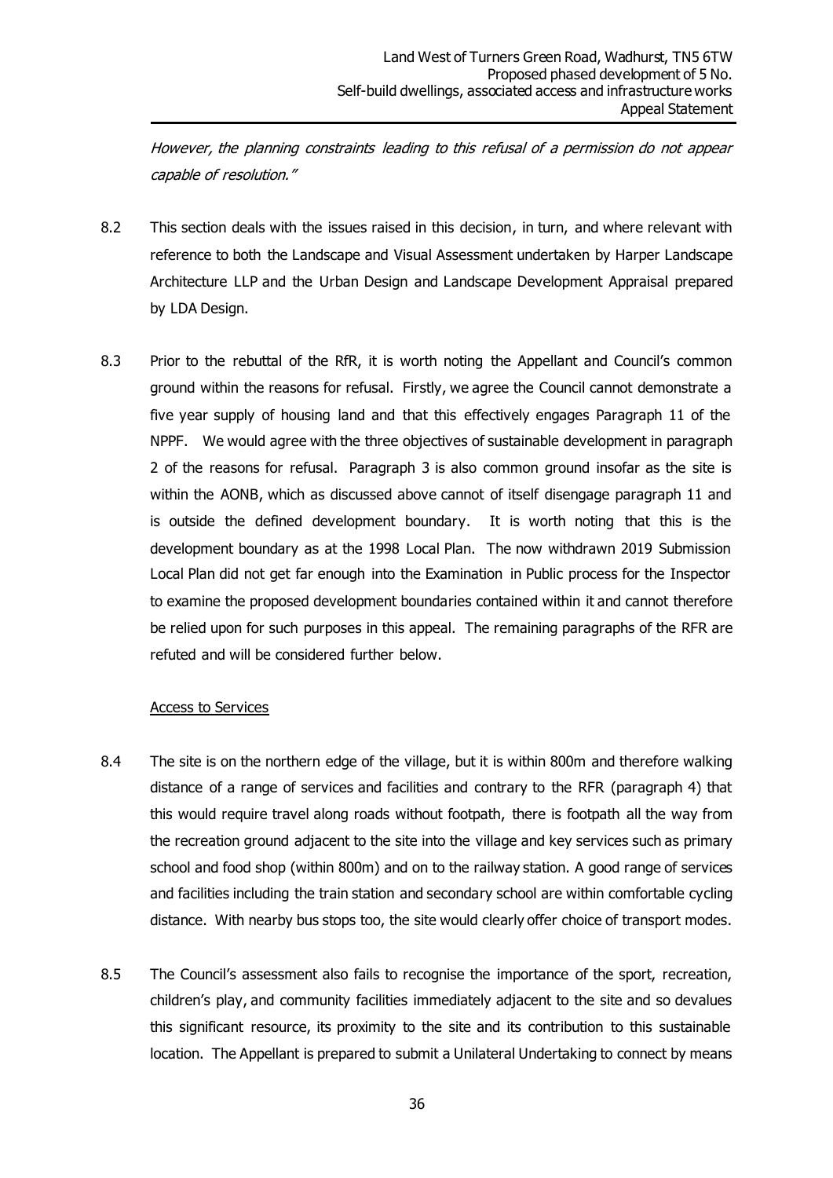*However, the planning constraints leading to this refusal of a permission do not appear capable of resolution."*

8.2 This section deals with the issues raised in this decision, in turn, and where relevant with reference to both the Landscape and Visual Assessment undertaken by Harper Landscape Architecture LLP and the Urban Design and Landscape Development Appraisal prepared by LDA Design.

8.3 Prior to the rebuttal of the RfR, it is worth noting the Appellant and Council's common ground within the reasons for refusal. Firstly, we agree the Council cannot demonstrate a five year supply of housing land and that this effectively engages Paragraph 11 of the NPPF. We would agree with the three objectives of sustainable development in paragraph 2 of the reasons for refusal. Paragraph 3 is also common ground insofar as the site is within the AONB, which as discussed above cannot of itself disengage paragraph 11 and is outside the defined development boundary. It is worth noting that this is the development boundary as at the 1998 Local Plan. The now withdrawn 2019 Submission Local Plan did not get far enough into the Examination in Public process for the Inspector to examine the proposed development boundaries contained within it and cannot therefore be relied upon for such purposes in this appeal. The remaining paragraphs of the RFR are refuted and will be considered further below.

Access to Services

8.4 The site is on the northern edge of the village, but it is within 800m and therefore walking distance of a range of services and facilities and contrary to the RFR (paragraph 4) that this would require travel along roads without footpath, there is footpath all the way from the recreation ground adjacent to the site into the village and key services such as primary school and food shop (within 800m) and on to the railway station. A good range of services and facilities including the train station and secondary school are within comfortable cycling distance. With nearby bus stops too, the site would clearly offer choice of transport modes.

8.5 The Council's assessment also fails to recognise the importance of the sport, recreation, children's play, and community facilities immediately adjacent to the site and so devalues this significant resource, its proximity to the site and its contribution to this sustainable location. The Appellant is prepared to submit a Unilateral Undertaking to connect by means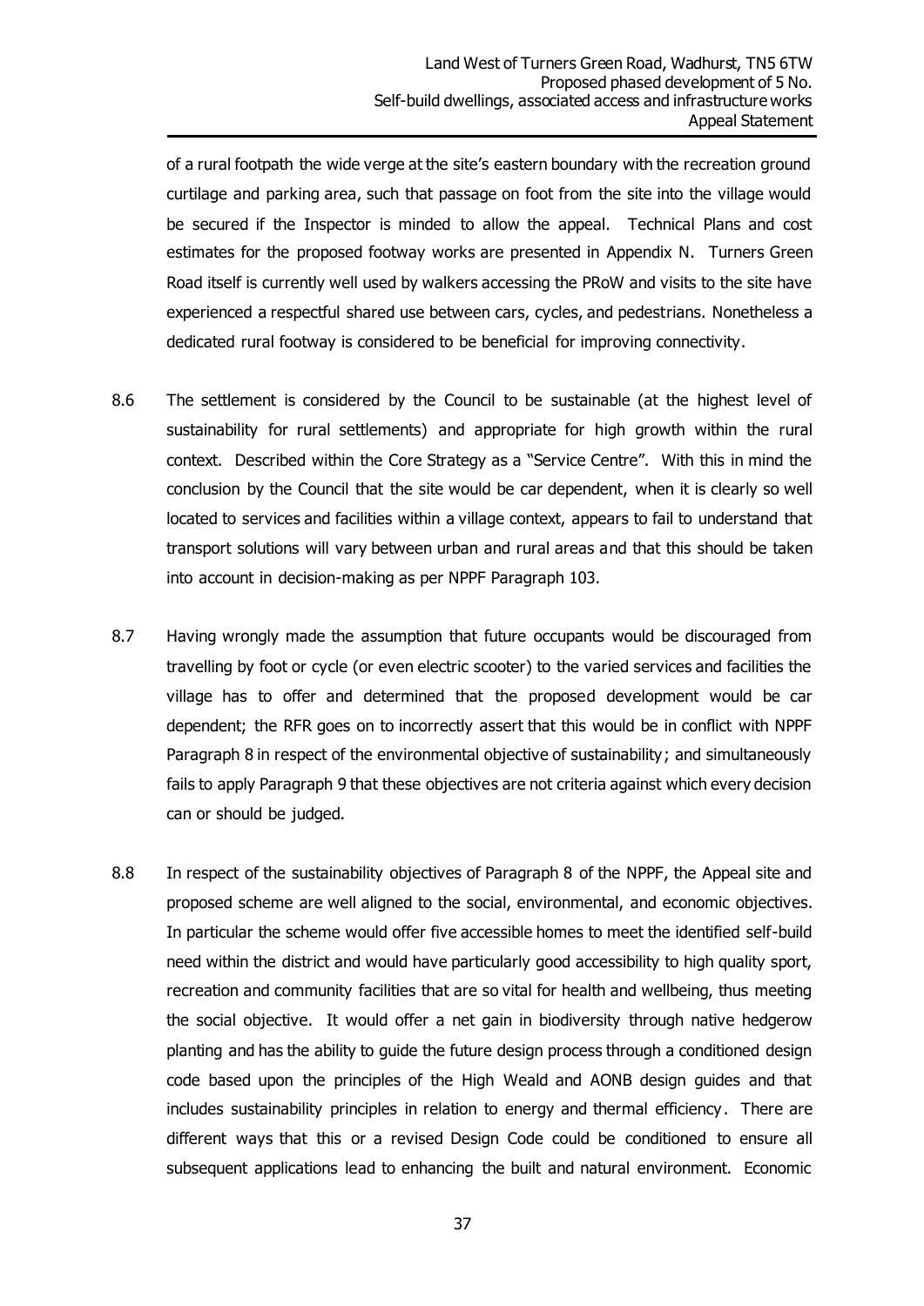of a rural footpath the wide verge at the site's eastern boundary with the recreation ground curtilage and parking area, such that passage on foot from the site into the village would be secured if the Inspector is minded to allow the appeal. Technical Plans and cost estimates for the proposed footway works are presented in Appendix N. Turners Green Road itself is currently well used by walkers accessing the PRoW and visits to the site have experienced a respectful shared use between cars, cycles, and pedestrians. Nonetheless a dedicated rural footway is considered to be beneficial for improving connectivity.

8.6 The settlement is considered by the Council to be sustainable (at the highest level of sustainability for rural settlements) and appropriate for high growth within the rural context. Described within the Core Strategy as a "Service Centre". With this in mind the conclusion by the Council that the site would be car dependent, when it is clearly so well located to services and facilities within a village context, appears to fail to understand that transport solutions will vary between urban and rural areas and that this should be taken into account in decision-making as per NPPF Paragraph 103.

8.7 Having wrongly made the assumption that future occupants would be discouraged from travelling by foot or cycle (or even electric scooter) to the varied services and facilities the village has to offer and determined that the proposed development would be car dependent; the RFR goes on to incorrectly assert that this would be in conflict with NPPF Paragraph 8 in respect of the environmental objective of sustainability; and simultaneously fails to apply Paragraph 9 that these objectives are not criteria against which every decision can or should be judged.

8.8 In respect of the sustainability objectives of Paragraph 8 of the NPPF, the Appeal site and proposed scheme are well aligned to the social, environmental, and economic objectives. In particular the scheme would offer five accessible homes to meet the identified self-build need within the district and would have particularly good accessibility to high quality sport, recreation and community facilities that are so vital for health and wellbeing, thus meeting the social objective. It would offer a net gain in biodiversity through native hedgerow planting and has the ability to guide the future design process through a conditioned design code based upon the principles of the High Weald and AONB design guides and that includes sustainability principles in relation to energy and thermal efficiency. There are different ways that this or a revised Design Code could be conditioned to ensure all subsequent applications lead to enhancing the built and natural environment. Economic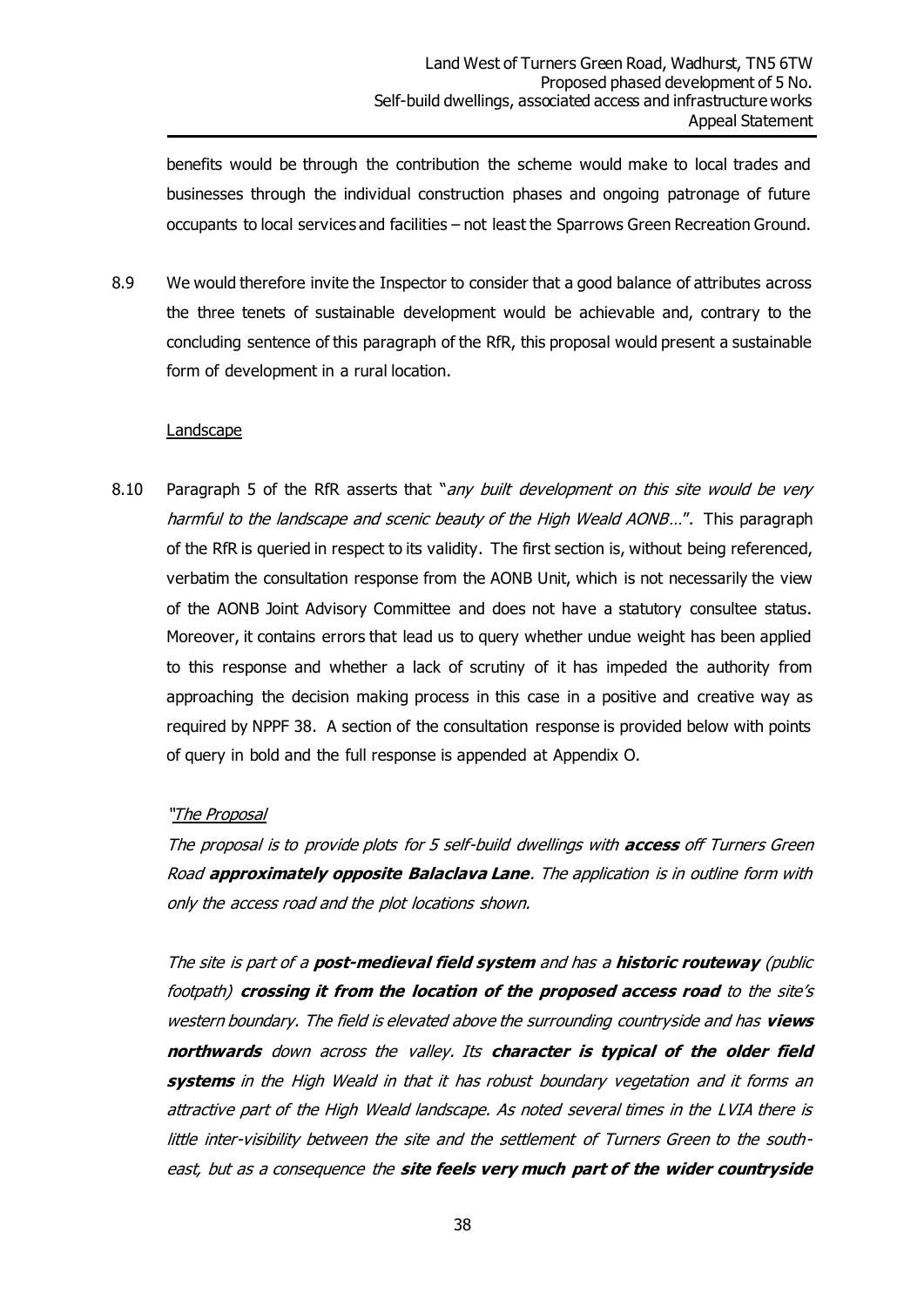benefits would be through the contribution the scheme would make to local trades and businesses through the individual construction phases and ongoing patronage of future occupants to local services and facilities – not least the Sparrows Green Recreation Ground.

8.9 We would therefore invite the Inspector to consider that a good balance of attributes across the three tenets of sustainable development would be achievable and, contrary to the concluding sentence of this paragraph of the RfR, this proposal would present a sustainable form of development in a rural location.

<u>Landscape</u>

8.10 Paragraph 5 of the RfR asserts that "*any built development on this site would be very harmful to the landscape and scenic beauty of the High Weald AONB…*". This paragraph of the RfR is queried in respect to its validity. The first section is, without being referenced, verbatim the consultation response from the AONB Unit, which is not necessarily the view of the AONB Joint Advisory Committee and does not have a statutory consultee status. Moreover, it contains errors that lead us to query whether undue weight has been applied to this response and whether a lack of scrutiny of it has impeded the authority from approaching the decision making process in this case in a positive and creative way as required by NPPF 38. A section of the consultation response is provided below with points of query in bold and the full response is appended at Appendix O.

*"<u>The Proposal</u>*

*The proposal is to provide plots for 5 self-build dwellings with **access** off Turners Green Road **approximately opposite Balaclava Lane**. The application is in outline form with only the access road and the plot locations shown.*

*The site is part of a **post-medieval field system** and has a **historic routeway** (public footpath) **crossing it from the location of the proposed access road** to the site's western boundary. The field is elevated above the surrounding countryside and has **views northwards** down across the valley. Its **character is typical of the older field systems** in the High Weald in that it has robust boundary vegetation and it forms an attractive part of the High Weald landscape. As noted several times in the LVIA there is little inter-visibility between the site and the settlement of Turners Green to the south-east, but as a consequence the **site feels very much part of the wider countryside***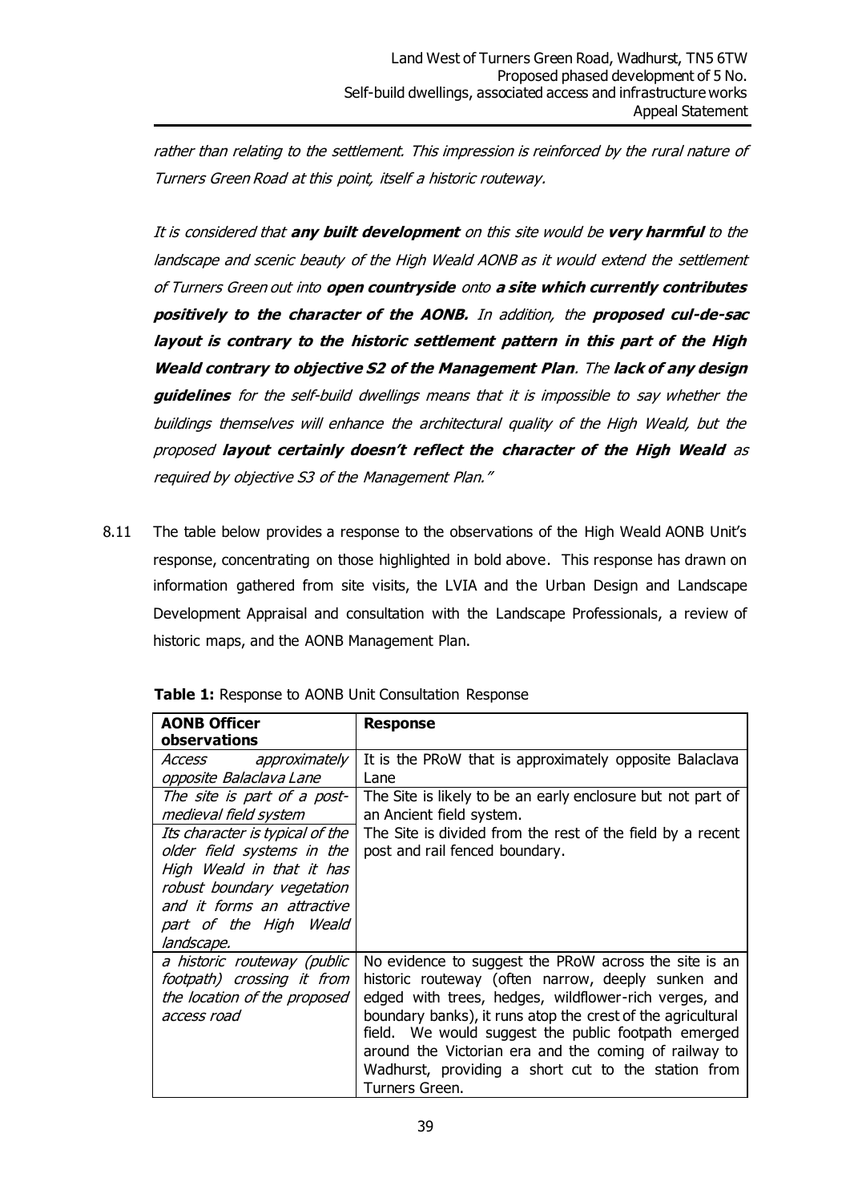*rather than relating to the settlement. This impression is reinforced by the rural nature of Turners Green Road at this point, itself a historic routeway.*

*It is considered that **any built development** on this site would be **very harmful** to the landscape and scenic beauty of the High Weald AONB as it would extend the settlement of Turners Green out into **open countryside** onto **a site which currently contributes positively to the character of the AONB.** In addition, the **proposed cul-de-sac layout is contrary to the historic settlement pattern in this part of the High Weald contrary to objective S2 of the Management Plan**. The **lack of any design guidelines** for the self-build dwellings means that it is impossible to say whether the buildings themselves will enhance the architectural quality of the High Weald, but the proposed **layout certainly doesn't reflect the character of the High Weald** as required by objective S3 of the Management Plan."*

8.11 The table below provides a response to the observations of the High Weald AONB Unit's response, concentrating on those highlighted in bold above. This response has drawn on information gathered from site visits, the LVIA and the Urban Design and Landscape Development Appraisal and consultation with the Landscape Professionals, a review of historic maps, and the AONB Management Plan.

**Table 1:** Response to AONB Unit Consultation Response

| AONB Officer observations | Response |
|---|---|
| *Access approximately opposite Balaclava Lane* | It is the PRoW that is approximately opposite Balaclava Lane |
| *The site is part of a post-medieval field system* | The Site is likely to be an early enclosure but not part of an Ancient field system. |
| *Its character is typical of the older field systems in the High Weald in that it has robust boundary vegetation and it forms an attractive part of the High Weald landscape.* | The Site is divided from the rest of the field by a recent post and rail fenced boundary. |
| *a historic routeway (public footpath) crossing it from the location of the proposed access road* | No evidence to suggest the PRoW across the site is an historic routeway (often narrow, deeply sunken and edged with trees, hedges, wildflower-rich verges, and boundary banks), it runs atop the crest of the agricultural field. We would suggest the public footpath emerged around the Victorian era and the coming of railway to Wadhurst, providing a short cut to the station from Turners Green. |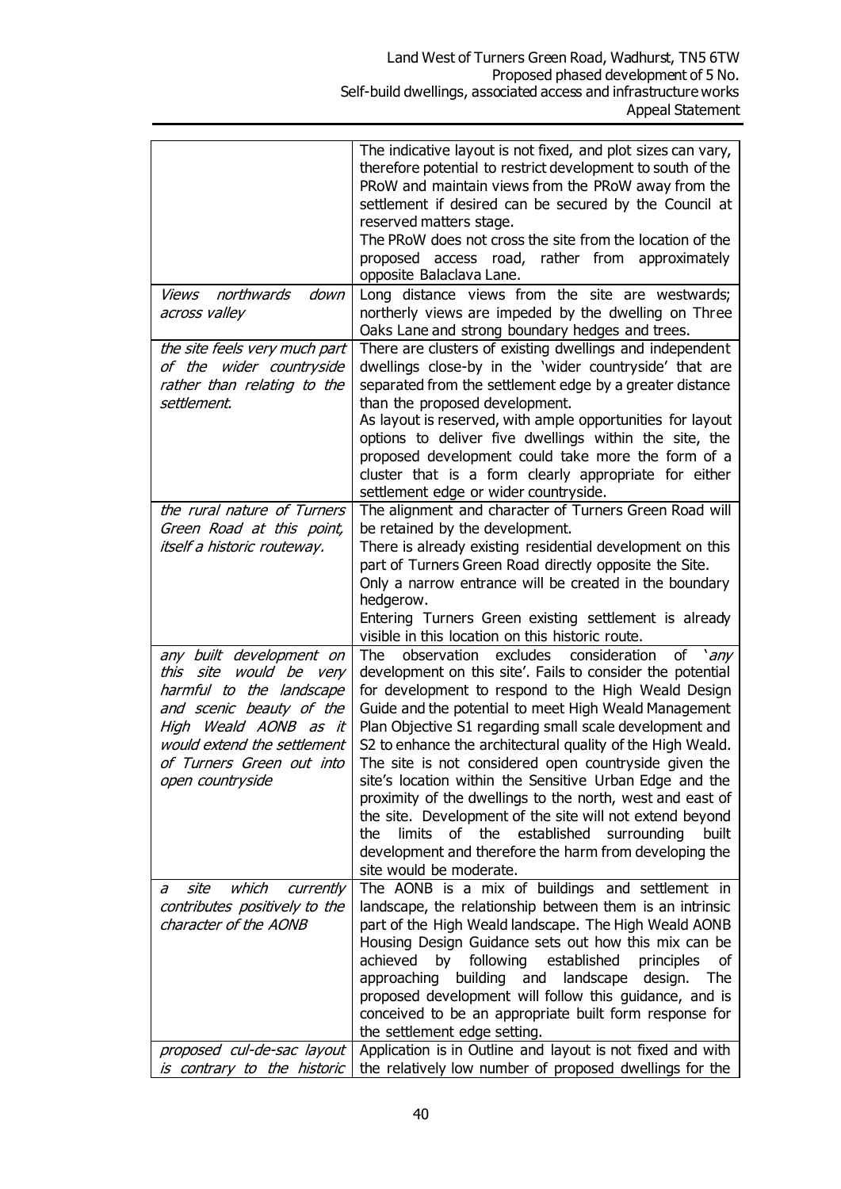| | |
|---|---|
| | The indicative layout is not fixed, and plot sizes can vary, therefore potential to restrict development to south of the PRoW and maintain views from the PRoW away from the settlement if desired can be secured by the Council at reserved matters stage.<br>The PRoW does not cross the site from the location of the proposed access road, rather from approximately opposite Balaclava Lane. |
| *Views northwards down across valley* | Long distance views from the site are westwards; northerly views are impeded by the dwelling on Three Oaks Lane and strong boundary hedges and trees. |
| *the site feels very much part of the wider countryside rather than relating to the settlement.* | There are clusters of existing dwellings and independent dwellings close-by in the 'wider countryside' that are separated from the settlement edge by a greater distance than the proposed development.<br>As layout is reserved, with ample opportunities for layout options to deliver five dwellings within the site, the proposed development could take more the form of a cluster that is a form clearly appropriate for either settlement edge or wider countryside. |
| *the rural nature of Turners Green Road at this point, itself a historic routeway.* | The alignment and character of Turners Green Road will be retained by the development.<br>There is already existing residential development on this part of Turners Green Road directly opposite the Site.<br>Only a narrow entrance will be created in the boundary hedgerow.<br>Entering Turners Green existing settlement is already visible in this location on this historic route. |
| *any built development on this site would be very harmful to the landscape and scenic beauty of the High Weald AONB as it would extend the settlement of Turners Green out into open countryside* | The observation excludes consideration of '*any* development on this site'. Fails to consider the potential for development to respond to the High Weald Design Guide and the potential to meet High Weald Management Plan Objective S1 regarding small scale development and S2 to enhance the architectural quality of the High Weald. The site is not considered open countryside given the site's location within the Sensitive Urban Edge and the proximity of the dwellings to the north, west and east of the site. Development of the site will not extend beyond the limits of the established surrounding built development and therefore the harm from developing the site would be moderate. |
| *a site which currently contributes positively to the character of the AONB* | The AONB is a mix of buildings and settlement in landscape, the relationship between them is an intrinsic part of the High Weald landscape. The High Weald AONB Housing Design Guidance sets out how this mix can be achieved by following established principles of approaching building and landscape design. The proposed development will follow this guidance, and is conceived to be an appropriate built form response for the settlement edge setting. |
| *proposed cul-de-sac layout is contrary to the historic* | Application is in Outline and layout is not fixed and with the relatively low number of proposed dwellings for the |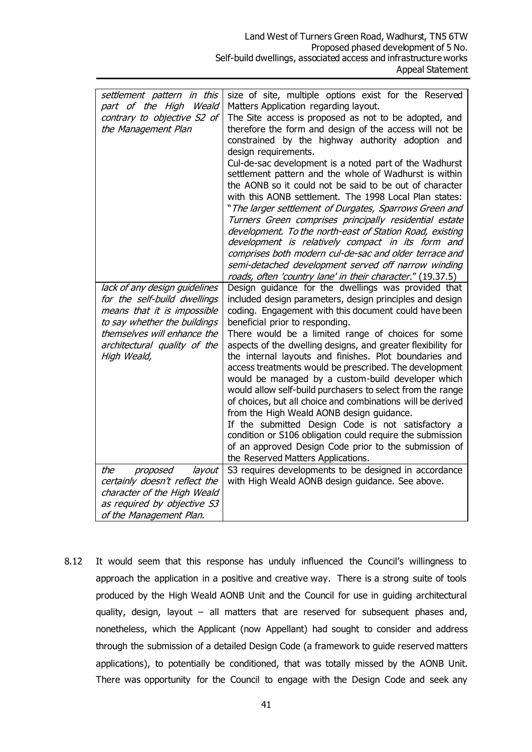| | |
|---|---|
| *settlement pattern in this part of the High Weald contrary to objective S2 of the Management Plan* | size of site, multiple options exist for the Reserved Matters Application regarding layout. The Site access is proposed as not to be adopted, and therefore the form and design of the access will not be constrained by the highway authority adoption and design requirements. Cul-de-sac development is a noted part of the Wadhurst settlement pattern and the whole of Wadhurst is within the AONB so it could not be said to be out of character with this AONB settlement. The 1998 Local Plan states: "*The larger settlement of Durgates, Sparrows Green and Turners Green comprises principally residential estate development. To the north-east of Station Road, existing development is relatively compact in its form and comprises both modern cul-de-sac and older terrace and semi-detached development served off narrow winding roads, often 'country lane' in their character*." (19.37.5) |
| *lack of any design guidelines for the self-build dwellings means that it is impossible to say whether the buildings themselves will enhance the architectural quality of the High Weald,* | Design guidance for the dwellings was provided that included design parameters, design principles and design coding. Engagement with this document could have been beneficial prior to responding. There would be a limited range of choices for some aspects of the dwelling designs, and greater flexibility for the internal layouts and finishes. Plot boundaries and access treatments would be prescribed. The development would be managed by a custom-build developer which would allow self-build purchasers to select from the range of choices, but all choice and combinations will be derived from the High Weald AONB design guidance. If the submitted Design Code is not satisfactory a condition or S106 obligation could require the submission of an approved Design Code prior to the submission of the Reserved Matters Applications. |
| *the proposed layout certainly doesn't reflect the character of the High Weald as required by objective S3 of the Management Plan.* | S3 requires developments to be designed in accordance with High Weald AONB design guidance. See above. |

8.12 It would seem that this response has unduly influenced the Council's willingness to approach the application in a positive and creative way. There is a strong suite of tools produced by the High Weald AONB Unit and the Council for use in guiding architectural quality, design, layout – all matters that are reserved for subsequent phases and, nonetheless, which the Applicant (now Appellant) had sought to consider and address through the submission of a detailed Design Code (a framework to guide reserved matters applications), to potentially be conditioned, that was totally missed by the AONB Unit. There was opportunity for the Council to engage with the Design Code and seek any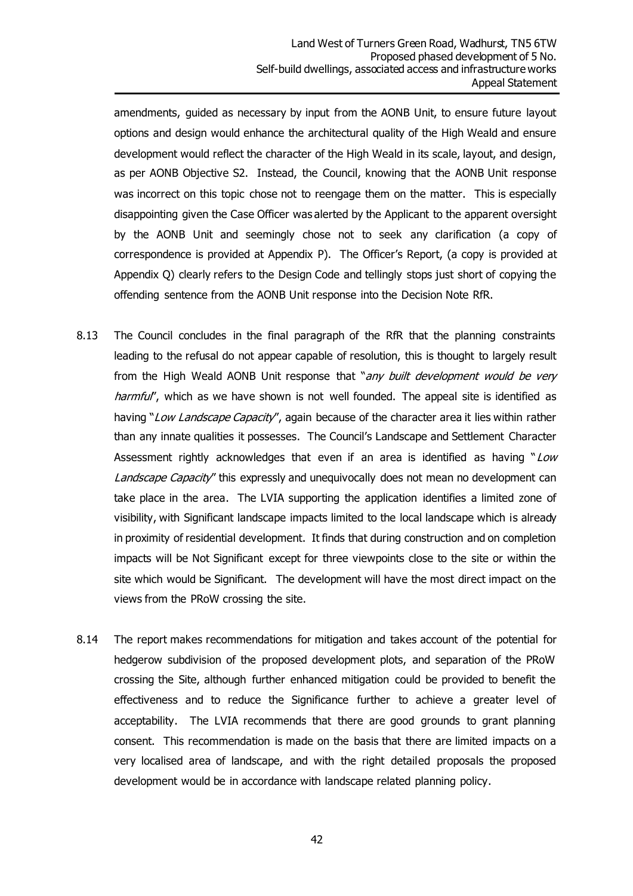amendments, guided as necessary by input from the AONB Unit, to ensure future layout options and design would enhance the architectural quality of the High Weald and ensure development would reflect the character of the High Weald in its scale, layout, and design, as per AONB Objective S2. Instead, the Council, knowing that the AONB Unit response was incorrect on this topic chose not to reengage them on the matter. This is especially disappointing given the Case Officer was alerted by the Applicant to the apparent oversight by the AONB Unit and seemingly chose not to seek any clarification (a copy of correspondence is provided at Appendix P). The Officer's Report, (a copy is provided at Appendix Q) clearly refers to the Design Code and tellingly stops just short of copying the offending sentence from the AONB Unit response into the Decision Note RfR.

8.13 The Council concludes in the final paragraph of the RfR that the planning constraints leading to the refusal do not appear capable of resolution, this is thought to largely result from the High Weald AONB Unit response that "*any built development would be very harmful*", which as we have shown is not well founded. The appeal site is identified as having "*Low Landscape Capacity*", again because of the character area it lies within rather than any innate qualities it possesses. The Council's Landscape and Settlement Character Assessment rightly acknowledges that even if an area is identified as having "*Low Landscape Capacity*" this expressly and unequivocally does not mean no development can take place in the area. The LVIA supporting the application identifies a limited zone of visibility, with Significant landscape impacts limited to the local landscape which is already in proximity of residential development. It finds that during construction and on completion impacts will be Not Significant except for three viewpoints close to the site or within the site which would be Significant. The development will have the most direct impact on the views from the PRoW crossing the site.

8.14 The report makes recommendations for mitigation and takes account of the potential for hedgerow subdivision of the proposed development plots, and separation of the PRoW crossing the Site, although further enhanced mitigation could be provided to benefit the effectiveness and to reduce the Significance further to achieve a greater level of acceptability. The LVIA recommends that there are good grounds to grant planning consent. This recommendation is made on the basis that there are limited impacts on a very localised area of landscape, and with the right detailed proposals the proposed development would be in accordance with landscape related planning policy.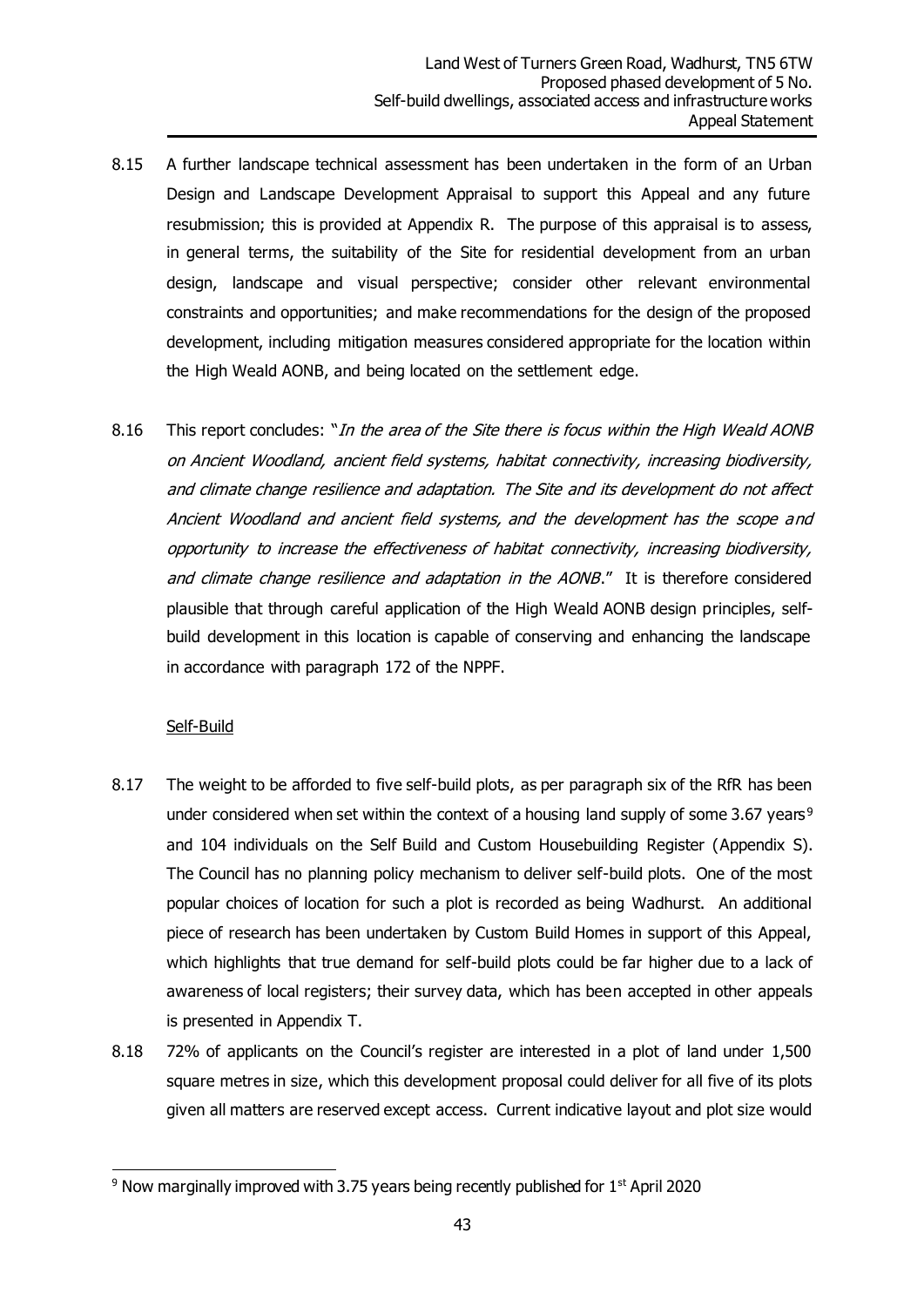8.15 A further landscape technical assessment has been undertaken in the form of an Urban Design and Landscape Development Appraisal to support this Appeal and any future resubmission; this is provided at Appendix R. The purpose of this appraisal is to assess, in general terms, the suitability of the Site for residential development from an urban design, landscape and visual perspective; consider other relevant environmental constraints and opportunities; and make recommendations for the design of the proposed development, including mitigation measures considered appropriate for the location within the High Weald AONB, and being located on the settlement edge.

8.16 This report concludes: "*In the area of the Site there is focus within the High Weald AONB on Ancient Woodland, ancient field systems, habitat connectivity, increasing biodiversity, and climate change resilience and adaptation. The Site and its development do not affect Ancient Woodland and ancient field systems, and the development has the scope and opportunity to increase the effectiveness of habitat connectivity, increasing biodiversity, and climate change resilience and adaptation in the AONB*." It is therefore considered plausible that through careful application of the High Weald AONB design principles, self-build development in this location is capable of conserving and enhancing the landscape in accordance with paragraph 172 of the NPPF.

<u>Self-Build</u>

8.17 The weight to be afforded to five self-build plots, as per paragraph six of the RfR has been under considered when set within the context of a housing land supply of some 3.67 years[9] and 104 individuals on the Self Build and Custom Housebuilding Register (Appendix S). The Council has no planning policy mechanism to deliver self-build plots. One of the most popular choices of location for such a plot is recorded as being Wadhurst. An additional piece of research has been undertaken by Custom Build Homes in support of this Appeal, which highlights that true demand for self-build plots could be far higher due to a lack of awareness of local registers; their survey data, which has been accepted in other appeals is presented in Appendix T.

8.18 72% of applicants on the Council's register are interested in a plot of land under 1,500 square metres in size, which this development proposal could deliver for all five of its plots given all matters are reserved except access. Current indicative layout and plot size would

[9] Now marginally improved with 3.75 years being recently published for 1st April 2020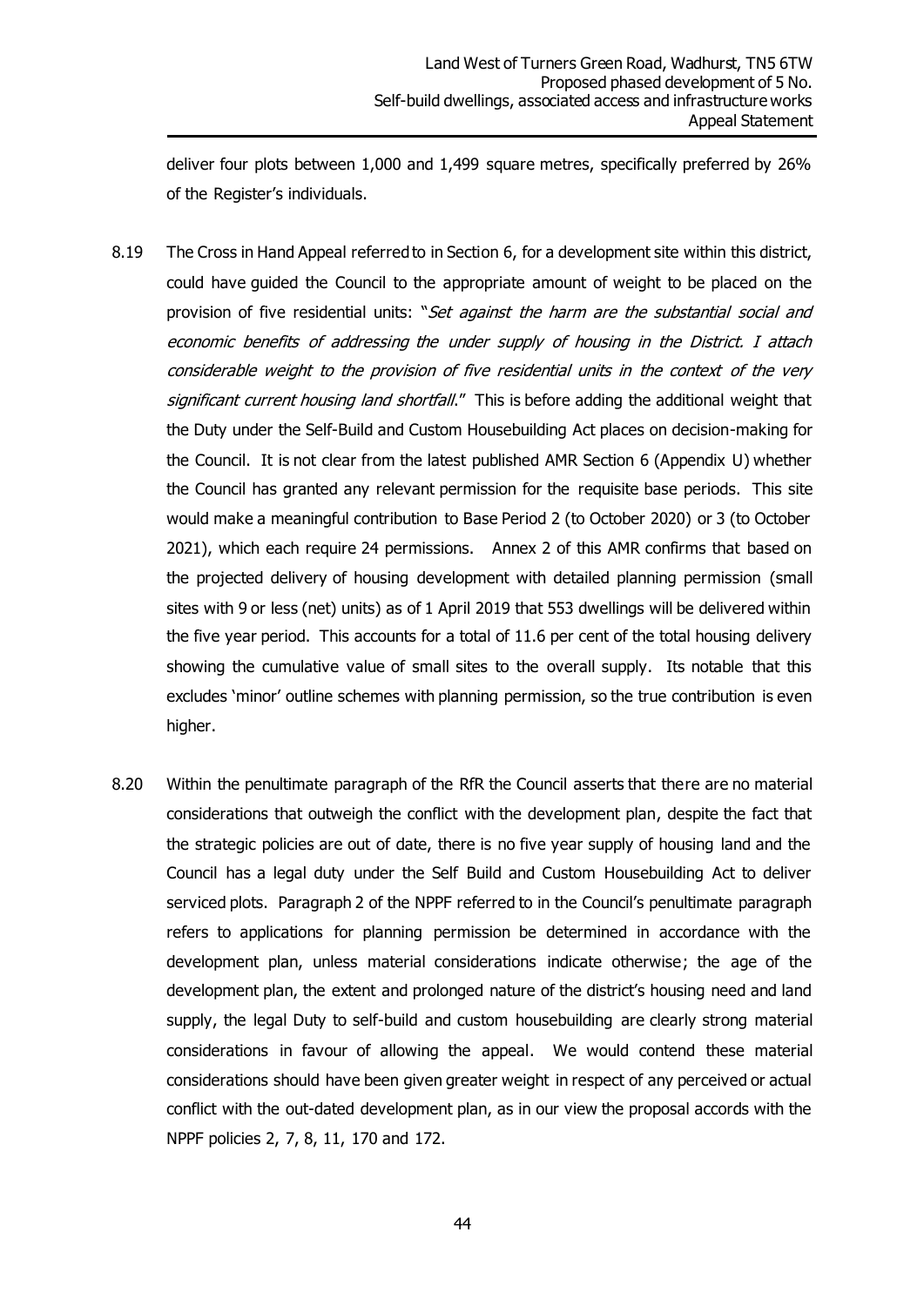deliver four plots between 1,000 and 1,499 square metres, specifically preferred by 26% of the Register's individuals.

8.19 The Cross in Hand Appeal referred to in Section 6, for a development site within this district, could have guided the Council to the appropriate amount of weight to be placed on the provision of five residential units: "*Set against the harm are the substantial social and economic benefits of addressing the under supply of housing in the District. I attach considerable weight to the provision of five residential units in the context of the very significant current housing land shortfall*." This is before adding the additional weight that the Duty under the Self-Build and Custom Housebuilding Act places on decision-making for the Council. It is not clear from the latest published AMR Section 6 (Appendix U) whether the Council has granted any relevant permission for the requisite base periods. This site would make a meaningful contribution to Base Period 2 (to October 2020) or 3 (to October 2021), which each require 24 permissions. Annex 2 of this AMR confirms that based on the projected delivery of housing development with detailed planning permission (small sites with 9 or less (net) units) as of 1 April 2019 that 553 dwellings will be delivered within the five year period. This accounts for a total of 11.6 per cent of the total housing delivery showing the cumulative value of small sites to the overall supply. Its notable that this excludes 'minor' outline schemes with planning permission, so the true contribution is even higher.

8.20 Within the penultimate paragraph of the RfR the Council asserts that there are no material considerations that outweigh the conflict with the development plan, despite the fact that the strategic policies are out of date, there is no five year supply of housing land and the Council has a legal duty under the Self Build and Custom Housebuilding Act to deliver serviced plots. Paragraph 2 of the NPPF referred to in the Council's penultimate paragraph refers to applications for planning permission be determined in accordance with the development plan, unless material considerations indicate otherwise; the age of the development plan, the extent and prolonged nature of the district's housing need and land supply, the legal Duty to self-build and custom housebuilding are clearly strong material considerations in favour of allowing the appeal. We would contend these material considerations should have been given greater weight in respect of any perceived or actual conflict with the out-dated development plan, as in our view the proposal accords with the NPPF policies 2, 7, 8, 11, 170 and 172.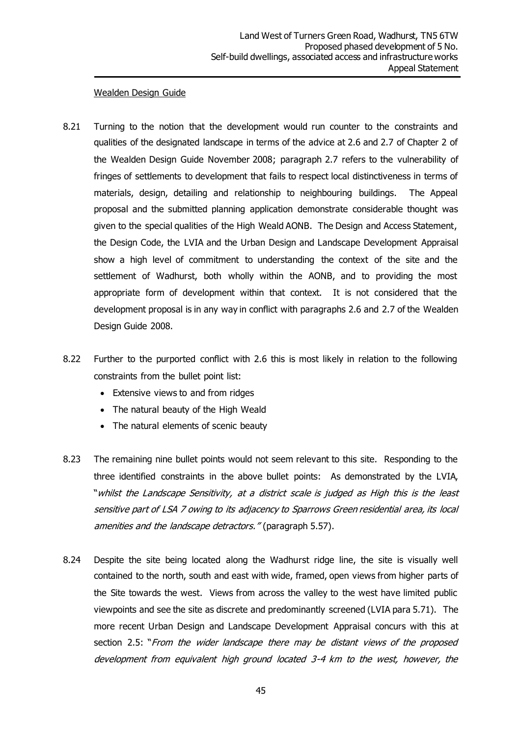Wealden Design Guide

8.21 Turning to the notion that the development would run counter to the constraints and qualities of the designated landscape in terms of the advice at 2.6 and 2.7 of Chapter 2 of the Wealden Design Guide November 2008; paragraph 2.7 refers to the vulnerability of fringes of settlements to development that fails to respect local distinctiveness in terms of materials, design, detailing and relationship to neighbouring buildings. The Appeal proposal and the submitted planning application demonstrate considerable thought was given to the special qualities of the High Weald AONB. The Design and Access Statement, the Design Code, the LVIA and the Urban Design and Landscape Development Appraisal show a high level of commitment to understanding the context of the site and the settlement of Wadhurst, both wholly within the AONB, and to providing the most appropriate form of development within that context. It is not considered that the development proposal is in any way in conflict with paragraphs 2.6 and 2.7 of the Wealden Design Guide 2008.

8.22 Further to the purported conflict with 2.6 this is most likely in relation to the following constraints from the bullet point list:

- Extensive views to and from ridges
- The natural beauty of the High Weald
- The natural elements of scenic beauty

8.23 The remaining nine bullet points would not seem relevant to this site. Responding to the three identified constraints in the above bullet points: As demonstrated by the LVIA, "*whilst the Landscape Sensitivity, at a district scale is judged as High this is the least sensitive part of LSA 7 owing to its adjacency to Sparrows Green residential area, its local amenities and the landscape detractors.*" (paragraph 5.57).

8.24 Despite the site being located along the Wadhurst ridge line, the site is visually well contained to the north, south and east with wide, framed, open views from higher parts of the Site towards the west. Views from across the valley to the west have limited public viewpoints and see the site as discrete and predominantly screened (LVIA para 5.71). The more recent Urban Design and Landscape Development Appraisal concurs with this at section 2.5: "*From the wider landscape there may be distant views of the proposed development from equivalent high ground located 3-4 km to the west, however, the*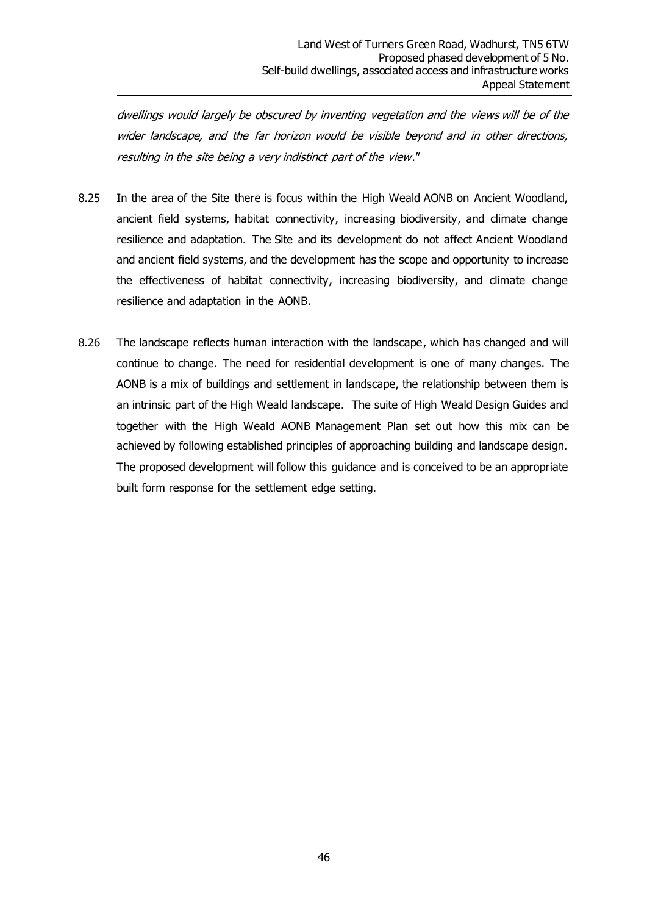*dwellings would largely be obscured by inventing vegetation and the views will be of the wider landscape, and the far horizon would be visible beyond and in other directions, resulting in the site being a very indistinct part of the view*."

8.25 In the area of the Site there is focus within the High Weald AONB on Ancient Woodland, ancient field systems, habitat connectivity, increasing biodiversity, and climate change resilience and adaptation. The Site and its development do not affect Ancient Woodland and ancient field systems, and the development has the scope and opportunity to increase the effectiveness of habitat connectivity, increasing biodiversity, and climate change resilience and adaptation in the AONB.

8.26 The landscape reflects human interaction with the landscape, which has changed and will continue to change. The need for residential development is one of many changes. The AONB is a mix of buildings and settlement in landscape, the relationship between them is an intrinsic part of the High Weald landscape. The suite of High Weald Design Guides and together with the High Weald AONB Management Plan set out how this mix can be achieved by following established principles of approaching building and landscape design. The proposed development will follow this guidance and is conceived to be an appropriate built form response for the settlement edge setting.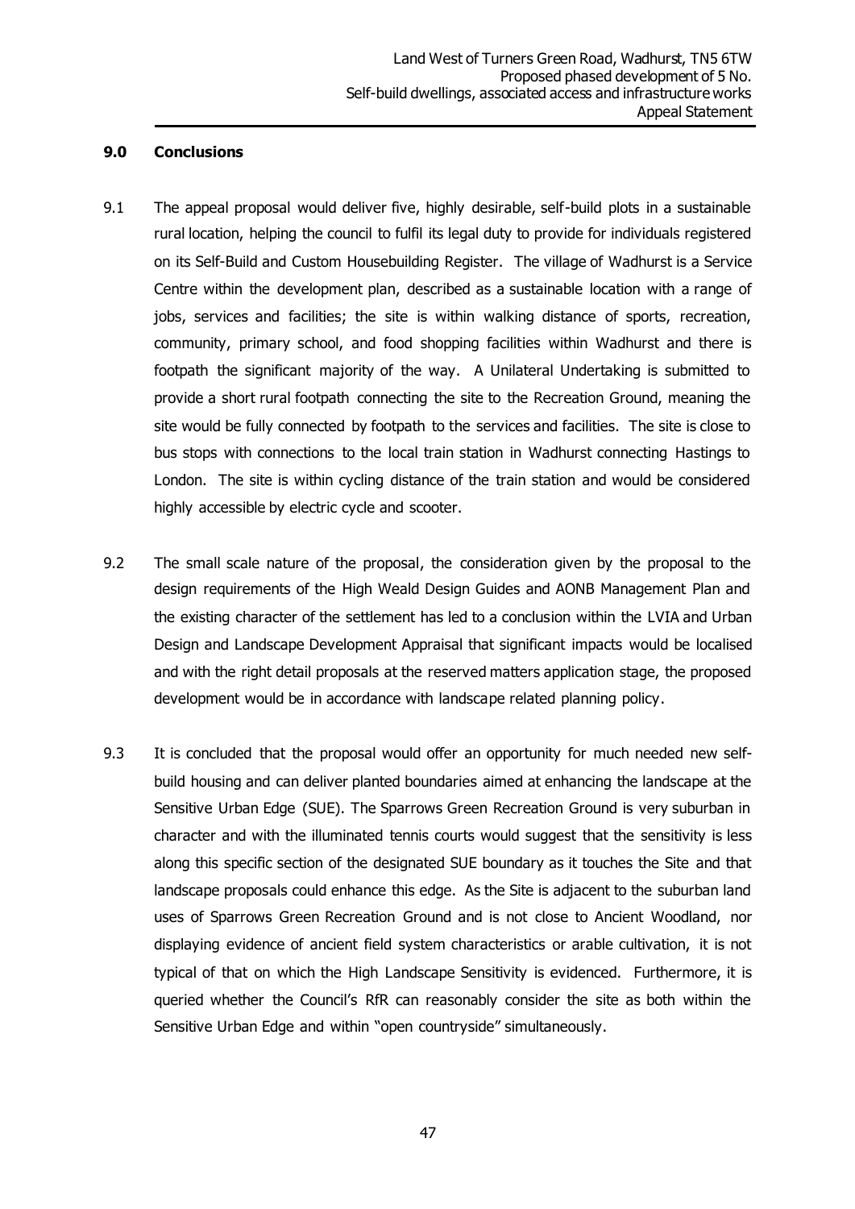## 9.0 Conclusions

9.1 The appeal proposal would deliver five, highly desirable, self-build plots in a sustainable rural location, helping the council to fulfil its legal duty to provide for individuals registered on its Self-Build and Custom Housebuilding Register. The village of Wadhurst is a Service Centre within the development plan, described as a sustainable location with a range of jobs, services and facilities; the site is within walking distance of sports, recreation, community, primary school, and food shopping facilities within Wadhurst and there is footpath the significant majority of the way. A Unilateral Undertaking is submitted to provide a short rural footpath connecting the site to the Recreation Ground, meaning the site would be fully connected by footpath to the services and facilities. The site is close to bus stops with connections to the local train station in Wadhurst connecting Hastings to London. The site is within cycling distance of the train station and would be considered highly accessible by electric cycle and scooter.

9.2 The small scale nature of the proposal, the consideration given by the proposal to the design requirements of the High Weald Design Guides and AONB Management Plan and the existing character of the settlement has led to a conclusion within the LVIA and Urban Design and Landscape Development Appraisal that significant impacts would be localised and with the right detail proposals at the reserved matters application stage, the proposed development would be in accordance with landscape related planning policy.

9.3 It is concluded that the proposal would offer an opportunity for much needed new self-build housing and can deliver planted boundaries aimed at enhancing the landscape at the Sensitive Urban Edge (SUE). The Sparrows Green Recreation Ground is very suburban in character and with the illuminated tennis courts would suggest that the sensitivity is less along this specific section of the designated SUE boundary as it touches the Site and that landscape proposals could enhance this edge. As the Site is adjacent to the suburban land uses of Sparrows Green Recreation Ground and is not close to Ancient Woodland, nor displaying evidence of ancient field system characteristics or arable cultivation, it is not typical of that on which the High Landscape Sensitivity is evidenced. Furthermore, it is queried whether the Council's RfR can reasonably consider the site as both within the Sensitive Urban Edge and within "open countryside" simultaneously.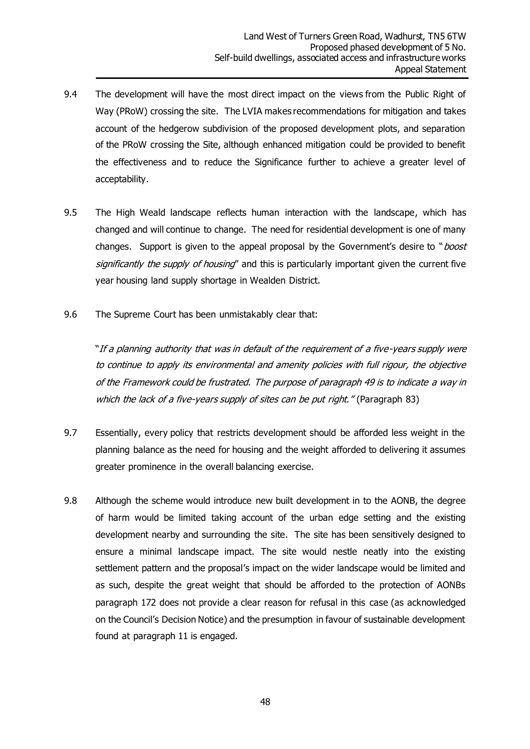9.4 The development will have the most direct impact on the views from the Public Right of Way (PRoW) crossing the site. The LVIA makes recommendations for mitigation and takes account of the hedgerow subdivision of the proposed development plots, and separation of the PRoW crossing the Site, although enhanced mitigation could be provided to benefit the effectiveness and to reduce the Significance further to achieve a greater level of acceptability.

9.5 The High Weald landscape reflects human interaction with the landscape, which has changed and will continue to change. The need for residential development is one of many changes. Support is given to the appeal proposal by the Government's desire to "*boost significantly the supply of housing*" and this is particularly important given the current five year housing land supply shortage in Wealden District.

9.6 The Supreme Court has been unmistakably clear that:

"*If a planning authority that was in default of the requirement of a five-years supply were to continue to apply its environmental and amenity policies with full rigour, the objective of the Framework could be frustrated. The purpose of paragraph 49 is to indicate a way in which the lack of a five-years supply of sites can be put right.*" (Paragraph 83)

9.7 Essentially, every policy that restricts development should be afforded less weight in the planning balance as the need for housing and the weight afforded to delivering it assumes greater prominence in the overall balancing exercise.

9.8 Although the scheme would introduce new built development in to the AONB, the degree of harm would be limited taking account of the urban edge setting and the existing development nearby and surrounding the site. The site has been sensitively designed to ensure a minimal landscape impact. The site would nestle neatly into the existing settlement pattern and the proposal's impact on the wider landscape would be limited and as such, despite the great weight that should be afforded to the protection of AONBs paragraph 172 does not provide a clear reason for refusal in this case (as acknowledged on the Council's Decision Notice) and the presumption in favour of sustainable development found at paragraph 11 is engaged.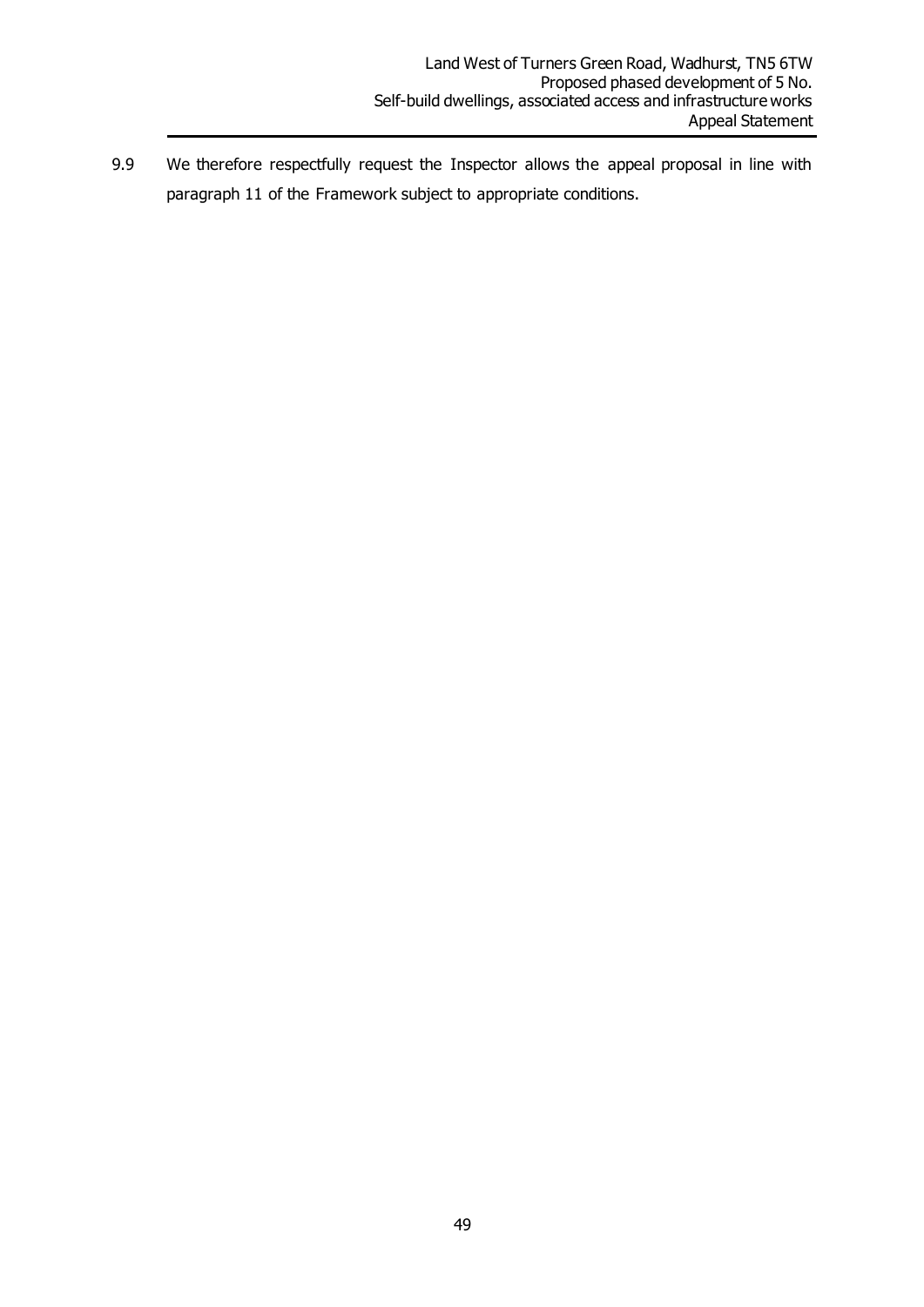9.9 We therefore respectfully request the Inspector allows the appeal proposal in line with paragraph 11 of the Framework subject to appropriate conditions.